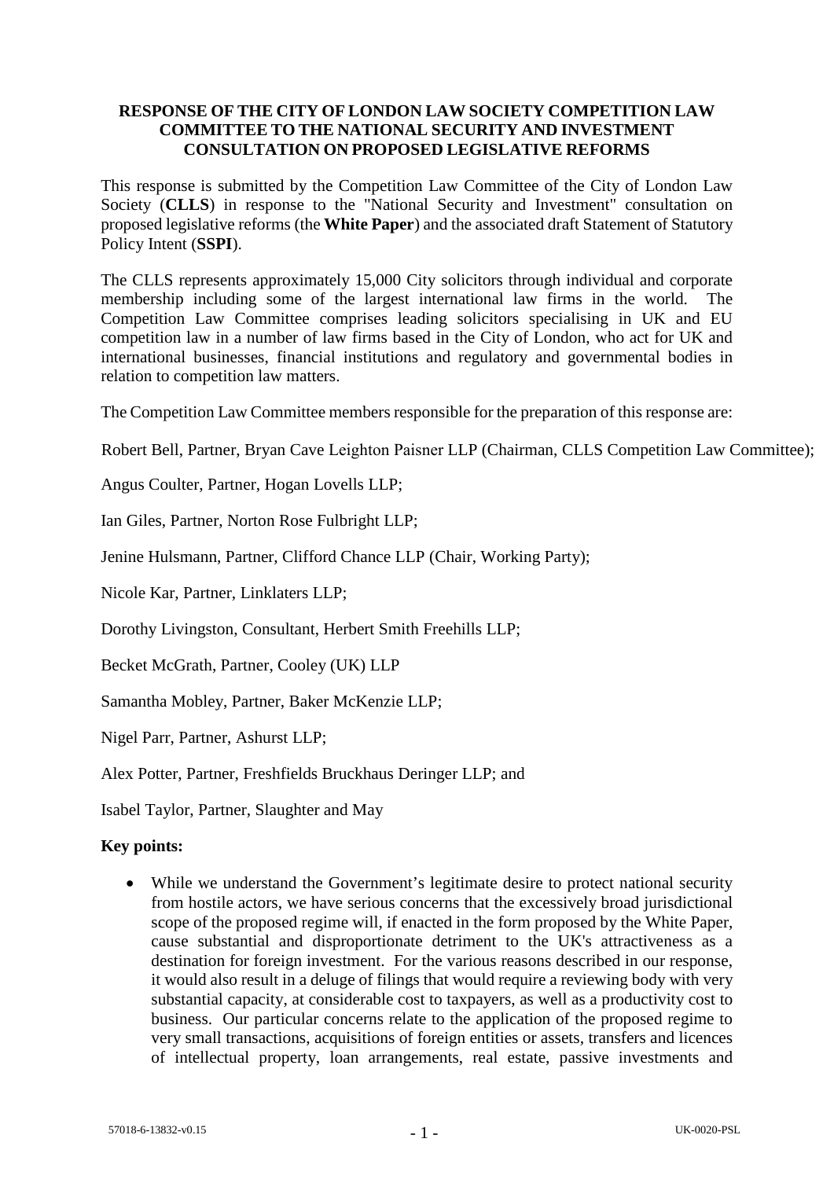**RESPONSE OF THE CITY OF LONDON LAW SOCIETY COMPETITION LAW COMMITTEE TO THE NATIONAL SECURITY AND INVESTMENT CONSULTATION ON PROPOSED LEGISLATIVE REFORMS**

This response is submitted by the Competition Law Committee of the City of London Law Society (**CLLS**) in response to the "National Security and Investment" consultation on proposed legislative reforms (the **White Paper**) and the associated draft Statement of Statutory Policy Intent (**SSPI**).

The CLLS represents approximately 15,000 City solicitors through individual and corporate membership including some of the largest international law firms in the world. The Competition Law Committee comprises leading solicitors specialising in UK and EU competition law in a number of law firms based in the City of London, who act for UK and international businesses, financial institutions and regulatory and governmental bodies in relation to competition law matters.

The Competition Law Committee members responsible for the preparation of this response are:

Robert Bell, Partner, Bryan Cave Leighton Paisner LLP (Chairman, CLLS Competition Law Committee);

Angus Coulter, Partner, Hogan Lovells LLP;

Ian Giles, Partner, Norton Rose Fulbright LLP;

Jenine Hulsmann, Partner, Clifford Chance LLP (Chair, Working Party);

Nicole Kar, Partner, Linklaters LLP;

Dorothy Livingston, Consultant, Herbert Smith Freehills LLP;

Becket McGrath, Partner, Cooley (UK) LLP

Samantha Mobley, Partner, Baker McKenzie LLP;

Nigel Parr, Partner, Ashurst LLP;

Alex Potter, Partner, Freshfields Bruckhaus Deringer LLP; and

Isabel Taylor, Partner, Slaughter and May

**Key points:**

- While we understand the Government's legitimate desire to protect national security from hostile actors, we have serious concerns that the excessively broad jurisdictional scope of the proposed regime will, if enacted in the form proposed by the White Paper, cause substantial and disproportionate detriment to the UK's attractiveness as a destination for foreign investment. For the various reasons described in our response, it would also result in a deluge of filings that would require a reviewing body with very substantial capacity, at considerable cost to taxpayers, as well as a productivity cost to business. Our particular concerns relate to the application of the proposed regime to very small transactions, acquisitions of foreign entities or assets, transfers and licences of intellectual property, loan arrangements, real estate, passive investments and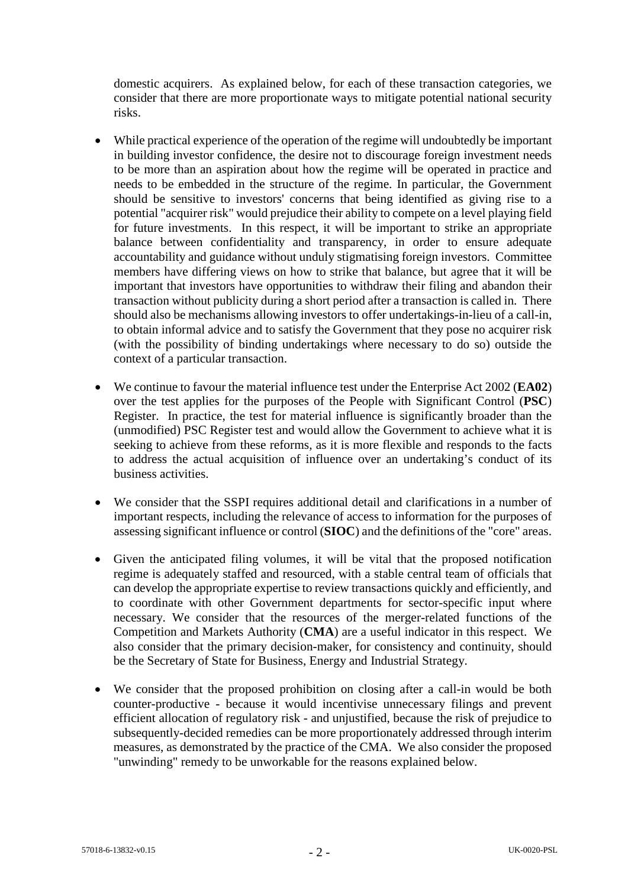domestic acquirers. As explained below, for each of these transaction categories, we consider that there are more proportionate ways to mitigate potential national security risks.

- While practical experience of the operation of the regime will undoubtedly be important in building investor confidence, the desire not to discourage foreign investment needs to be more than an aspiration about how the regime will be operated in practice and needs to be embedded in the structure of the regime. In particular, the Government should be sensitive to investors' concerns that being identified as giving rise to a potential "acquirer risk" would prejudice their ability to compete on a level playing field for future investments. In this respect, it will be important to strike an appropriate balance between confidentiality and transparency, in order to ensure adequate accountability and guidance without unduly stigmatising foreign investors. Committee members have differing views on how to strike that balance, but agree that it will be important that investors have opportunities to withdraw their filing and abandon their transaction without publicity during a short period after a transaction is called in. There should also be mechanisms allowing investors to offer undertakings-in-lieu of a call-in, to obtain informal advice and to satisfy the Government that they pose no acquirer risk (with the possibility of binding undertakings where necessary to do so) outside the context of a particular transaction.

- We continue to favour the material influence test under the Enterprise Act 2002 (**EA02**) over the test applies for the purposes of the People with Significant Control (**PSC**) Register. In practice, the test for material influence is significantly broader than the (unmodified) PSC Register test and would allow the Government to achieve what it is seeking to achieve from these reforms, as it is more flexible and responds to the facts to address the actual acquisition of influence over an undertaking's conduct of its business activities.

- We consider that the SSPI requires additional detail and clarifications in a number of important respects, including the relevance of access to information for the purposes of assessing significant influence or control (**SIOC**) and the definitions of the "core" areas.

- Given the anticipated filing volumes, it will be vital that the proposed notification regime is adequately staffed and resourced, with a stable central team of officials that can develop the appropriate expertise to review transactions quickly and efficiently, and to coordinate with other Government departments for sector-specific input where necessary. We consider that the resources of the merger-related functions of the Competition and Markets Authority (**CMA**) are a useful indicator in this respect. We also consider that the primary decision-maker, for consistency and continuity, should be the Secretary of State for Business, Energy and Industrial Strategy.

- We consider that the proposed prohibition on closing after a call-in would be both counter-productive - because it would incentivise unnecessary filings and prevent efficient allocation of regulatory risk - and unjustified, because the risk of prejudice to subsequently-decided remedies can be more proportionately addressed through interim measures, as demonstrated by the practice of the CMA. We also consider the proposed "unwinding" remedy to be unworkable for the reasons explained below.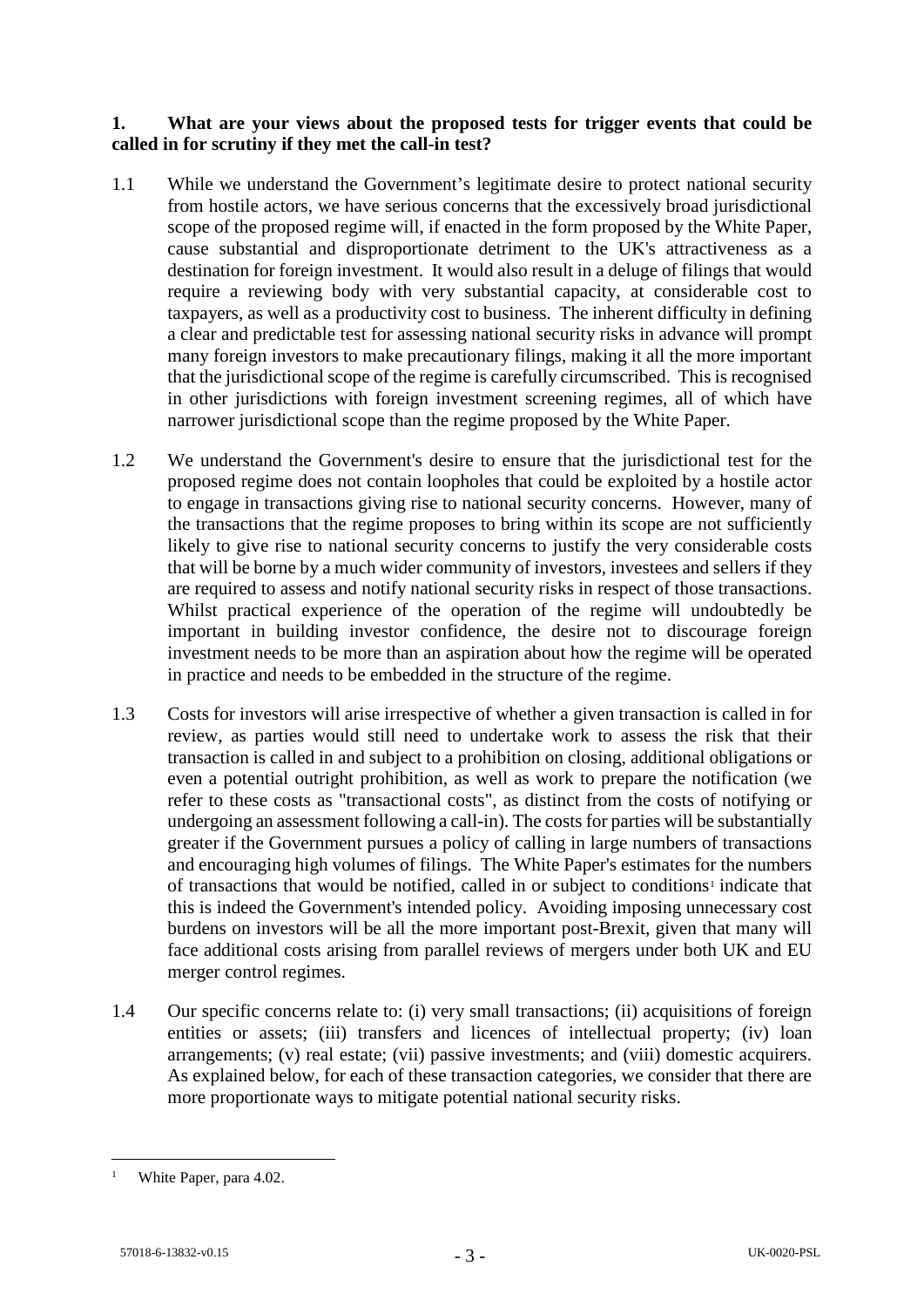**1. What are your views about the proposed tests for trigger events that could be called in for scrutiny if they met the call-in test?**

1.1 While we understand the Government's legitimate desire to protect national security from hostile actors, we have serious concerns that the excessively broad jurisdictional scope of the proposed regime will, if enacted in the form proposed by the White Paper, cause substantial and disproportionate detriment to the UK's attractiveness as a destination for foreign investment. It would also result in a deluge of filings that would require a reviewing body with very substantial capacity, at considerable cost to taxpayers, as well as a productivity cost to business. The inherent difficulty in defining a clear and predictable test for assessing national security risks in advance will prompt many foreign investors to make precautionary filings, making it all the more important that the jurisdictional scope of the regime is carefully circumscribed. This is recognised in other jurisdictions with foreign investment screening regimes, all of which have narrower jurisdictional scope than the regime proposed by the White Paper.

1.2 We understand the Government's desire to ensure that the jurisdictional test for the proposed regime does not contain loopholes that could be exploited by a hostile actor to engage in transactions giving rise to national security concerns. However, many of the transactions that the regime proposes to bring within its scope are not sufficiently likely to give rise to national security concerns to justify the very considerable costs that will be borne by a much wider community of investors, investees and sellers if they are required to assess and notify national security risks in respect of those transactions. Whilst practical experience of the operation of the regime will undoubtedly be important in building investor confidence, the desire not to discourage foreign investment needs to be more than an aspiration about how the regime will be operated in practice and needs to be embedded in the structure of the regime.

1.3 Costs for investors will arise irrespective of whether a given transaction is called in for review, as parties would still need to undertake work to assess the risk that their transaction is called in and subject to a prohibition on closing, additional obligations or even a potential outright prohibition, as well as work to prepare the notification (we refer to these costs as "transactional costs", as distinct from the costs of notifying or undergoing an assessment following a call-in). The costs for parties will be substantially greater if the Government pursues a policy of calling in large numbers of transactions and encouraging high volumes of filings. The White Paper's estimates for the numbers of transactions that would be notified, called in or subject to conditions[1] indicate that this is indeed the Government's intended policy. Avoiding imposing unnecessary cost burdens on investors will be all the more important post-Brexit, given that many will face additional costs arising from parallel reviews of mergers under both UK and EU merger control regimes.

1.4 Our specific concerns relate to: (i) very small transactions; (ii) acquisitions of foreign entities or assets; (iii) transfers and licences of intellectual property; (iv) loan arrangements; (v) real estate; (vii) passive investments; and (viii) domestic acquirers. As explained below, for each of these transaction categories, we consider that there are more proportionate ways to mitigate potential national security risks.

---

[1] White Paper, para 4.02.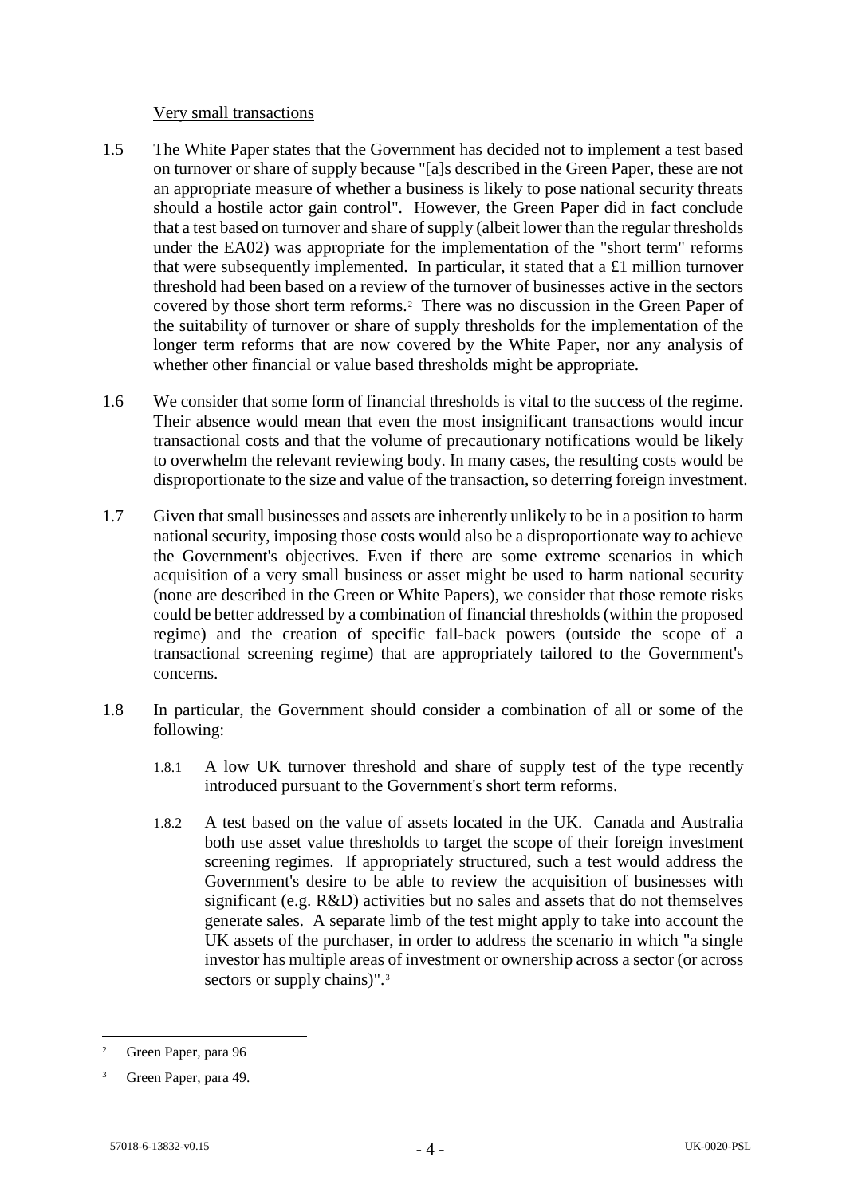Very small transactions

1.5 The White Paper states that the Government has decided not to implement a test based on turnover or share of supply because "[a]s described in the Green Paper, these are not an appropriate measure of whether a business is likely to pose national security threats should a hostile actor gain control". However, the Green Paper did in fact conclude that a test based on turnover and share of supply (albeit lower than the regular thresholds under the EA02) was appropriate for the implementation of the "short term" reforms that were subsequently implemented. In particular, it stated that a £1 million turnover threshold had been based on a review of the turnover of businesses active in the sectors covered by those short term reforms.[2] There was no discussion in the Green Paper of the suitability of turnover or share of supply thresholds for the implementation of the longer term reforms that are now covered by the White Paper, nor any analysis of whether other financial or value based thresholds might be appropriate.

1.6 We consider that some form of financial thresholds is vital to the success of the regime. Their absence would mean that even the most insignificant transactions would incur transactional costs and that the volume of precautionary notifications would be likely to overwhelm the relevant reviewing body. In many cases, the resulting costs would be disproportionate to the size and value of the transaction, so deterring foreign investment.

1.7 Given that small businesses and assets are inherently unlikely to be in a position to harm national security, imposing those costs would also be a disproportionate way to achieve the Government's objectives. Even if there are some extreme scenarios in which acquisition of a very small business or asset might be used to harm national security (none are described in the Green or White Papers), we consider that those remote risks could be better addressed by a combination of financial thresholds (within the proposed regime) and the creation of specific fall-back powers (outside the scope of a transactional screening regime) that are appropriately tailored to the Government's concerns.

1.8 In particular, the Government should consider a combination of all or some of the following:

1.8.1 A low UK turnover threshold and share of supply test of the type recently introduced pursuant to the Government's short term reforms.

1.8.2 A test based on the value of assets located in the UK. Canada and Australia both use asset value thresholds to target the scope of their foreign investment screening regimes. If appropriately structured, such a test would address the Government's desire to be able to review the acquisition of businesses with significant (e.g. R&D) activities but no sales and assets that do not themselves generate sales. A separate limb of the test might apply to take into account the UK assets of the purchaser, in order to address the scenario in which "a single investor has multiple areas of investment or ownership across a sector (or across sectors or supply chains)".[3]

---

[2] Green Paper, para 96

[3] Green Paper, para 49.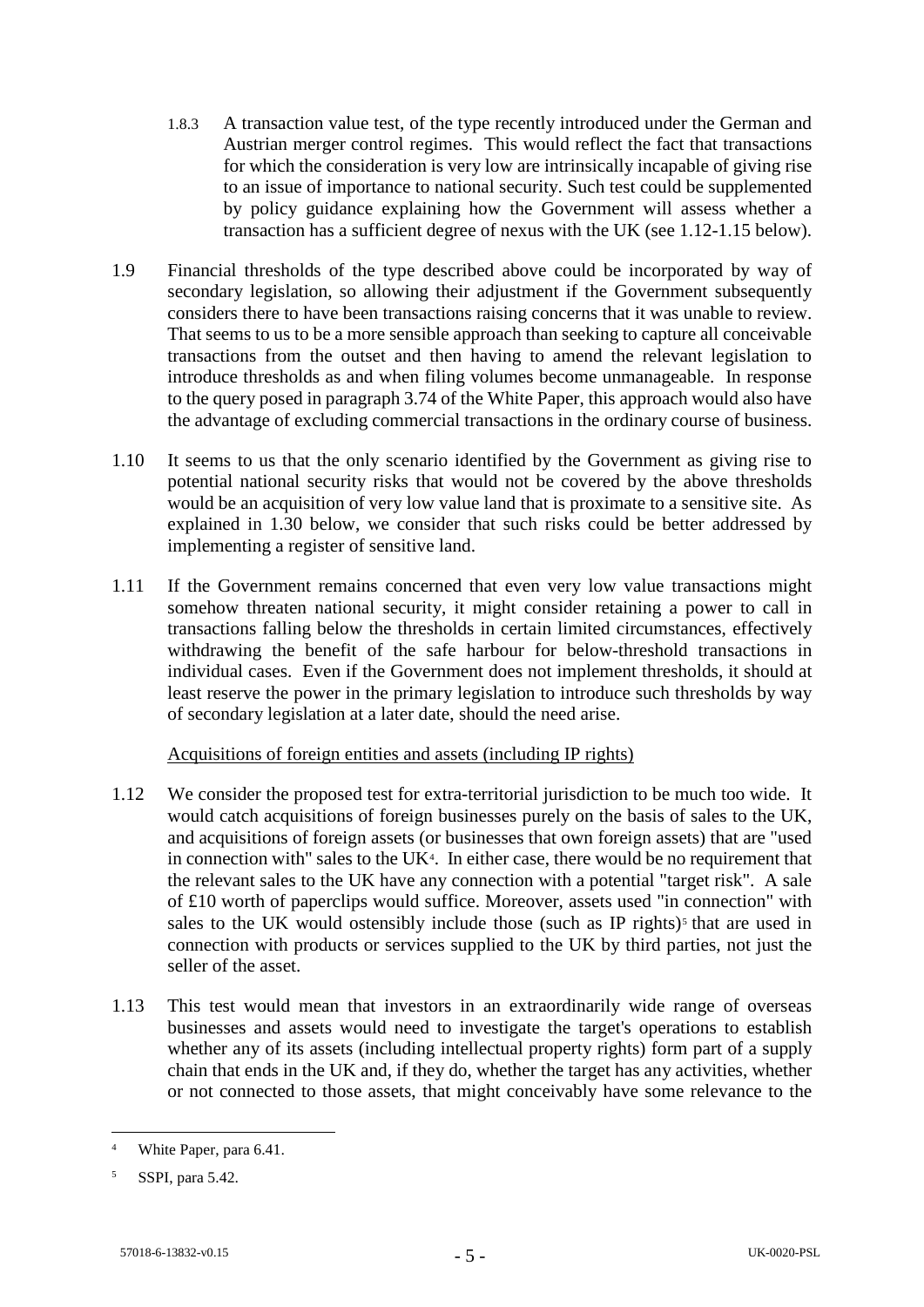1.8.3 A transaction value test, of the type recently introduced under the German and Austrian merger control regimes. This would reflect the fact that transactions for which the consideration is very low are intrinsically incapable of giving rise to an issue of importance to national security. Such test could be supplemented by policy guidance explaining how the Government will assess whether a transaction has a sufficient degree of nexus with the UK (see 1.12-1.15 below).

1.9 Financial thresholds of the type described above could be incorporated by way of secondary legislation, so allowing their adjustment if the Government subsequently considers there to have been transactions raising concerns that it was unable to review. That seems to us to be a more sensible approach than seeking to capture all conceivable transactions from the outset and then having to amend the relevant legislation to introduce thresholds as and when filing volumes become unmanageable. In response to the query posed in paragraph 3.74 of the White Paper, this approach would also have the advantage of excluding commercial transactions in the ordinary course of business.

1.10 It seems to us that the only scenario identified by the Government as giving rise to potential national security risks that would not be covered by the above thresholds would be an acquisition of very low value land that is proximate to a sensitive site. As explained in 1.30 below, we consider that such risks could be better addressed by implementing a register of sensitive land.

1.11 If the Government remains concerned that even very low value transactions might somehow threaten national security, it might consider retaining a power to call in transactions falling below the thresholds in certain limited circumstances, effectively withdrawing the benefit of the safe harbour for below-threshold transactions in individual cases. Even if the Government does not implement thresholds, it should at least reserve the power in the primary legislation to introduce such thresholds by way of secondary legislation at a later date, should the need arise.

<u>Acquisitions of foreign entities and assets (including IP rights)</u>

1.12 We consider the proposed test for extra-territorial jurisdiction to be much too wide. It would catch acquisitions of foreign businesses purely on the basis of sales to the UK, and acquisitions of foreign assets (or businesses that own foreign assets) that are "used in connection with" sales to the UK[4]. In either case, there would be no requirement that the relevant sales to the UK have any connection with a potential "target risk". A sale of £10 worth of paperclips would suffice. Moreover, assets used "in connection" with sales to the UK would ostensibly include those (such as IP rights)[5] that are used in connection with products or services supplied to the UK by third parties, not just the seller of the asset.

1.13 This test would mean that investors in an extraordinarily wide range of overseas businesses and assets would need to investigate the target's operations to establish whether any of its assets (including intellectual property rights) form part of a supply chain that ends in the UK and, if they do, whether the target has any activities, whether or not connected to those assets, that might conceivably have some relevance to the

---

[4] White Paper, para 6.41.

[5] SSPI, para 5.42.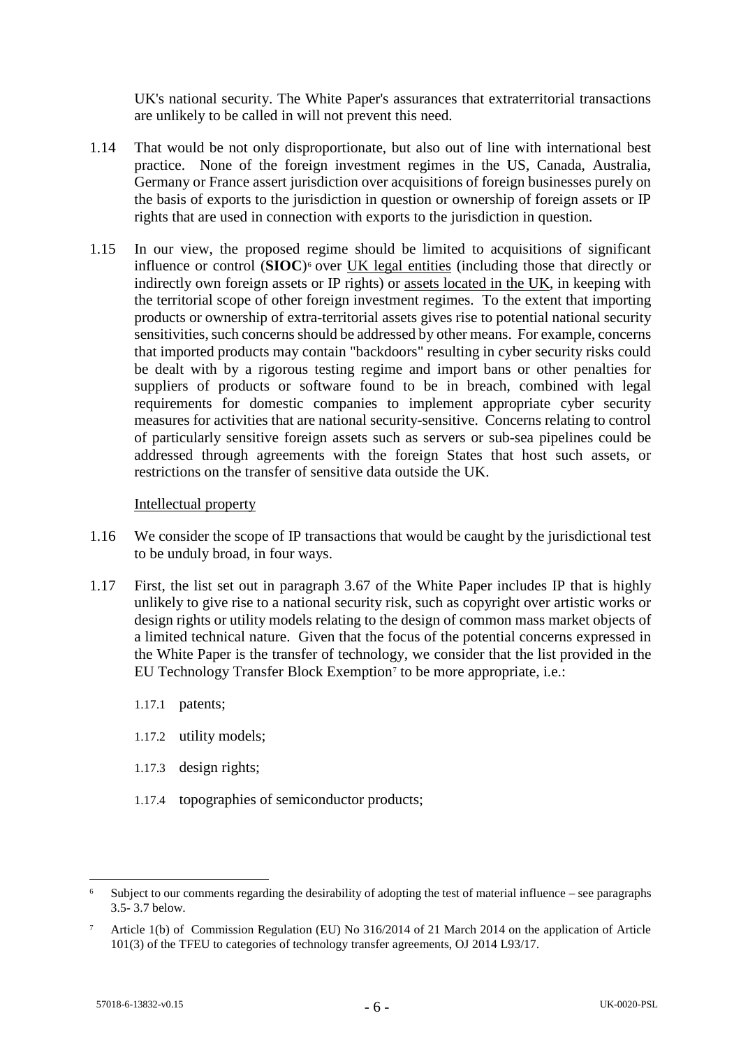UK's national security. The White Paper's assurances that extraterritorial transactions are unlikely to be called in will not prevent this need.

1.14 That would be not only disproportionate, but also out of line with international best practice. None of the foreign investment regimes in the US, Canada, Australia, Germany or France assert jurisdiction over acquisitions of foreign businesses purely on the basis of exports to the jurisdiction in question or ownership of foreign assets or IP rights that are used in connection with exports to the jurisdiction in question.

1.15 In our view, the proposed regime should be limited to acquisitions of significant influence or control (**SIOC**)[6] over UK legal entities (including those that directly or indirectly own foreign assets or IP rights) or assets located in the UK, in keeping with the territorial scope of other foreign investment regimes. To the extent that importing products or ownership of extra-territorial assets gives rise to potential national security sensitivities, such concerns should be addressed by other means. For example, concerns that imported products may contain "backdoors" resulting in cyber security risks could be dealt with by a rigorous testing regime and import bans or other penalties for suppliers of products or software found to be in breach, combined with legal requirements for domestic companies to implement appropriate cyber security measures for activities that are national security-sensitive. Concerns relating to control of particularly sensitive foreign assets such as servers or sub-sea pipelines could be addressed through agreements with the foreign States that host such assets, or restrictions on the transfer of sensitive data outside the UK.

Intellectual property

1.16 We consider the scope of IP transactions that would be caught by the jurisdictional test to be unduly broad, in four ways.

1.17 First, the list set out in paragraph 3.67 of the White Paper includes IP that is highly unlikely to give rise to a national security risk, such as copyright over artistic works or design rights or utility models relating to the design of common mass market objects of a limited technical nature. Given that the focus of the potential concerns expressed in the White Paper is the transfer of technology, we consider that the list provided in the EU Technology Transfer Block Exemption[7] to be more appropriate, i.e.:

1.17.1 patents;

1.17.2 utility models;

1.17.3 design rights;

1.17.4 topographies of semiconductor products;

---

[6] Subject to our comments regarding the desirability of adopting the test of material influence – see paragraphs 3.5- 3.7 below.

[7] Article 1(b) of Commission Regulation (EU) No 316/2014 of 21 March 2014 on the application of Article 101(3) of the TFEU to categories of technology transfer agreements, OJ 2014 L93/17.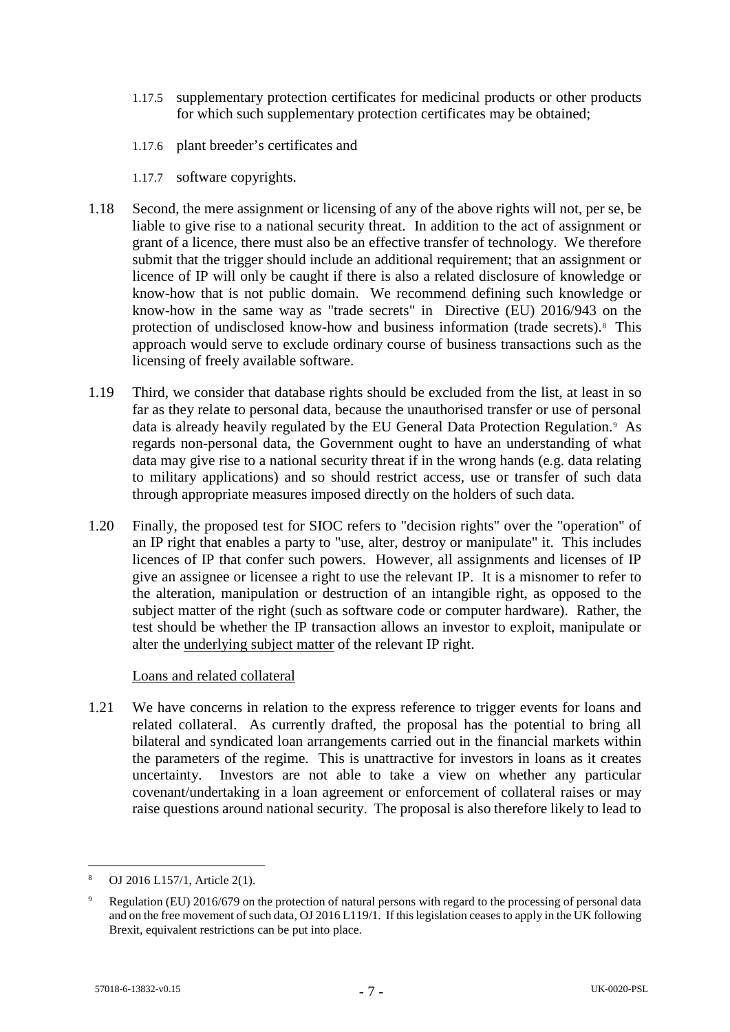1.17.5 supplementary protection certificates for medicinal products or other products for which such supplementary protection certificates may be obtained;

1.17.6 plant breeder's certificates and

1.17.7 software copyrights.

1.18 Second, the mere assignment or licensing of any of the above rights will not, per se, be liable to give rise to a national security threat. In addition to the act of assignment or grant of a licence, there must also be an effective transfer of technology. We therefore submit that the trigger should include an additional requirement; that an assignment or licence of IP will only be caught if there is also a related disclosure of knowledge or know-how that is not public domain. We recommend defining such knowledge or know-how in the same way as "trade secrets" in Directive (EU) 2016/943 on the protection of undisclosed know-how and business information (trade secrets).[8] This approach would serve to exclude ordinary course of business transactions such as the licensing of freely available software.

1.19 Third, we consider that database rights should be excluded from the list, at least in so far as they relate to personal data, because the unauthorised transfer or use of personal data is already heavily regulated by the EU General Data Protection Regulation.[9] As regards non-personal data, the Government ought to have an understanding of what data may give rise to a national security threat if in the wrong hands (e.g. data relating to military applications) and so should restrict access, use or transfer of such data through appropriate measures imposed directly on the holders of such data.

1.20 Finally, the proposed test for SIOC refers to "decision rights" over the "operation" of an IP right that enables a party to "use, alter, destroy or manipulate" it. This includes licences of IP that confer such powers. However, all assignments and licenses of IP give an assignee or licensee a right to use the relevant IP. It is a misnomer to refer to the alteration, manipulation or destruction of an intangible right, as opposed to the subject matter of the right (such as software code or computer hardware). Rather, the test should be whether the IP transaction allows an investor to exploit, manipulate or alter the underlying subject matter of the relevant IP right.

Loans and related collateral

1.21 We have concerns in relation to the express reference to trigger events for loans and related collateral. As currently drafted, the proposal has the potential to bring all bilateral and syndicated loan arrangements carried out in the financial markets within the parameters of the regime. This is unattractive for investors in loans as it creates uncertainty. Investors are not able to take a view on whether any particular covenant/undertaking in a loan agreement or enforcement of collateral raises or may raise questions around national security. The proposal is also therefore likely to lead to

[8] OJ 2016 L157/1, Article 2(1).

[9] Regulation (EU) 2016/679 on the protection of natural persons with regard to the processing of personal data and on the free movement of such data, OJ 2016 L119/1. If this legislation ceases to apply in the UK following Brexit, equivalent restrictions can be put into place.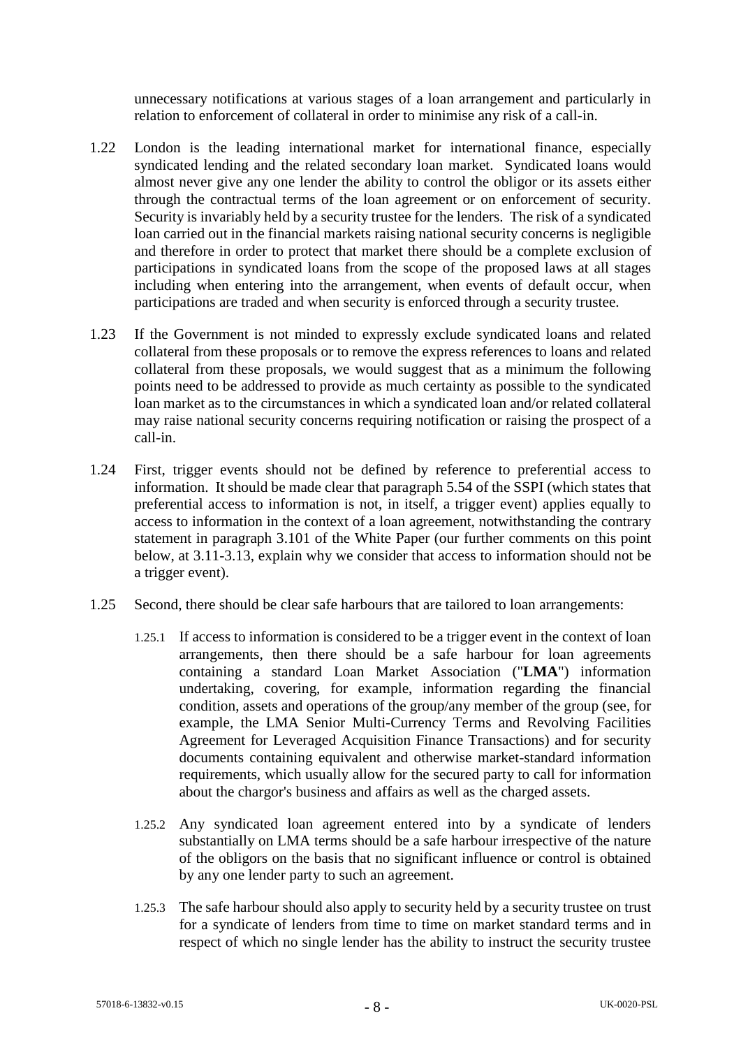unnecessary notifications at various stages of a loan arrangement and particularly in relation to enforcement of collateral in order to minimise any risk of a call-in.

1.22 London is the leading international market for international finance, especially syndicated lending and the related secondary loan market. Syndicated loans would almost never give any one lender the ability to control the obligor or its assets either through the contractual terms of the loan agreement or on enforcement of security. Security is invariably held by a security trustee for the lenders. The risk of a syndicated loan carried out in the financial markets raising national security concerns is negligible and therefore in order to protect that market there should be a complete exclusion of participations in syndicated loans from the scope of the proposed laws at all stages including when entering into the arrangement, when events of default occur, when participations are traded and when security is enforced through a security trustee.

1.23 If the Government is not minded to expressly exclude syndicated loans and related collateral from these proposals or to remove the express references to loans and related collateral from these proposals, we would suggest that as a minimum the following points need to be addressed to provide as much certainty as possible to the syndicated loan market as to the circumstances in which a syndicated loan and/or related collateral may raise national security concerns requiring notification or raising the prospect of a call-in.

1.24 First, trigger events should not be defined by reference to preferential access to information. It should be made clear that paragraph 5.54 of the SSPI (which states that preferential access to information is not, in itself, a trigger event) applies equally to access to information in the context of a loan agreement, notwithstanding the contrary statement in paragraph 3.101 of the White Paper (our further comments on this point below, at 3.11-3.13, explain why we consider that access to information should not be a trigger event).

1.25 Second, there should be clear safe harbours that are tailored to loan arrangements:

1.25.1 If access to information is considered to be a trigger event in the context of loan arrangements, then there should be a safe harbour for loan agreements containing a standard Loan Market Association ("**LMA**") information undertaking, covering, for example, information regarding the financial condition, assets and operations of the group/any member of the group (see, for example, the LMA Senior Multi-Currency Terms and Revolving Facilities Agreement for Leveraged Acquisition Finance Transactions) and for security documents containing equivalent and otherwise market-standard information requirements, which usually allow for the secured party to call for information about the chargor's business and affairs as well as the charged assets.

1.25.2 Any syndicated loan agreement entered into by a syndicate of lenders substantially on LMA terms should be a safe harbour irrespective of the nature of the obligors on the basis that no significant influence or control is obtained by any one lender party to such an agreement.

1.25.3 The safe harbour should also apply to security held by a security trustee on trust for a syndicate of lenders from time to time on market standard terms and in respect of which no single lender has the ability to instruct the security trustee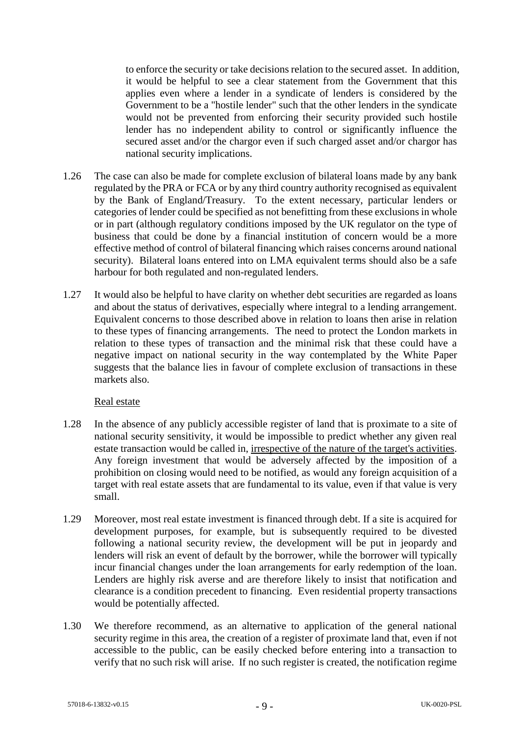to enforce the security or take decisions relation to the secured asset. In addition, it would be helpful to see a clear statement from the Government that this applies even where a lender in a syndicate of lenders is considered by the Government to be a "hostile lender" such that the other lenders in the syndicate would not be prevented from enforcing their security provided such hostile lender has no independent ability to control or significantly influence the secured asset and/or the chargor even if such charged asset and/or chargor has national security implications.

1.26 The case can also be made for complete exclusion of bilateral loans made by any bank regulated by the PRA or FCA or by any third country authority recognised as equivalent by the Bank of England/Treasury. To the extent necessary, particular lenders or categories of lender could be specified as not benefitting from these exclusions in whole or in part (although regulatory conditions imposed by the UK regulator on the type of business that could be done by a financial institution of concern would be a more effective method of control of bilateral financing which raises concerns around national security). Bilateral loans entered into on LMA equivalent terms should also be a safe harbour for both regulated and non-regulated lenders.

1.27 It would also be helpful to have clarity on whether debt securities are regarded as loans and about the status of derivatives, especially where integral to a lending arrangement. Equivalent concerns to those described above in relation to loans then arise in relation to these types of financing arrangements. The need to protect the London markets in relation to these types of transaction and the minimal risk that these could have a negative impact on national security in the way contemplated by the White Paper suggests that the balance lies in favour of complete exclusion of transactions in these markets also.

<u>Real estate</u>

1.28 In the absence of any publicly accessible register of land that is proximate to a site of national security sensitivity, it would be impossible to predict whether any given real estate transaction would be called in, <u>irrespective of the nature of the target's activities</u>. Any foreign investment that would be adversely affected by the imposition of a prohibition on closing would need to be notified, as would any foreign acquisition of a target with real estate assets that are fundamental to its value, even if that value is very small.

1.29 Moreover, most real estate investment is financed through debt. If a site is acquired for development purposes, for example, but is subsequently required to be divested following a national security review, the development will be put in jeopardy and lenders will risk an event of default by the borrower, while the borrower will typically incur financial changes under the loan arrangements for early redemption of the loan. Lenders are highly risk averse and are therefore likely to insist that notification and clearance is a condition precedent to financing. Even residential property transactions would be potentially affected.

1.30 We therefore recommend, as an alternative to application of the general national security regime in this area, the creation of a register of proximate land that, even if not accessible to the public, can be easily checked before entering into a transaction to verify that no such risk will arise. If no such register is created, the notification regime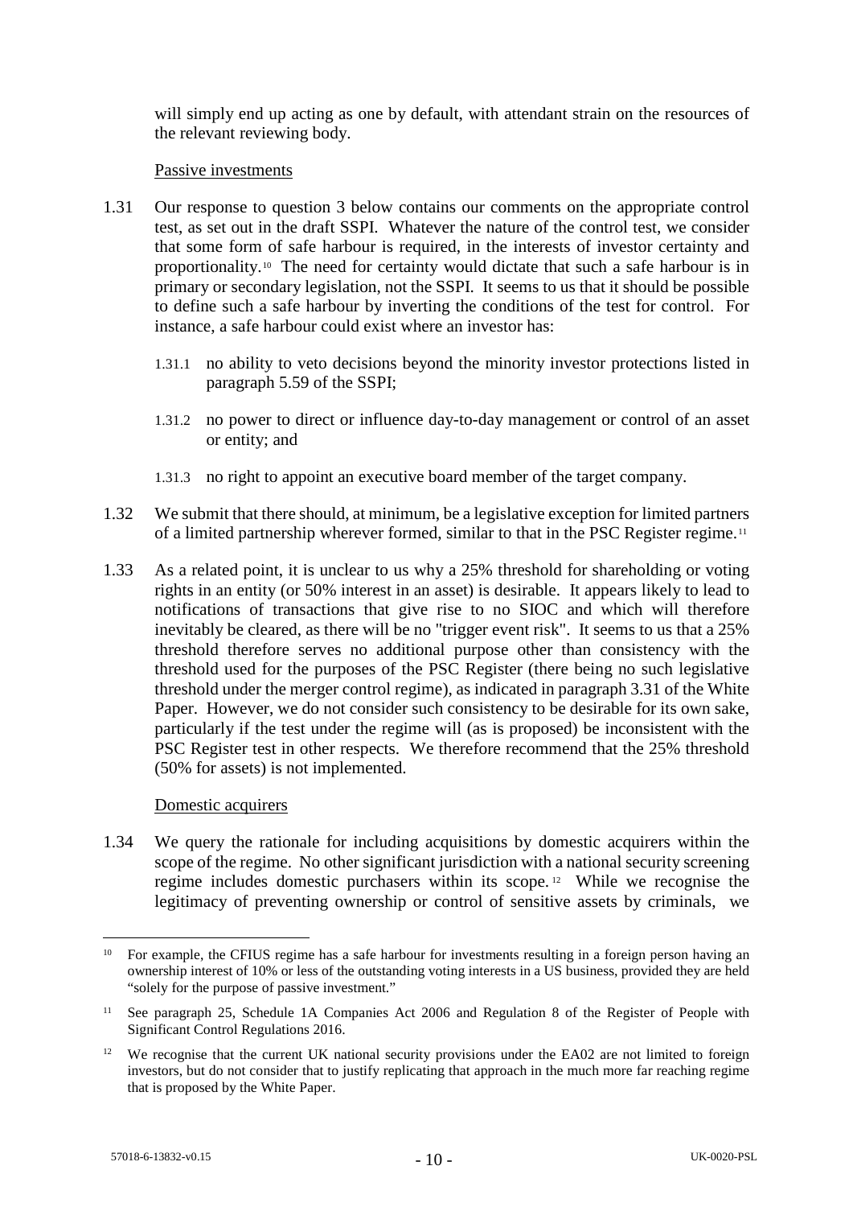will simply end up acting as one by default, with attendant strain on the resources of the relevant reviewing body.

Passive investments

1.31 Our response to question 3 below contains our comments on the appropriate control test, as set out in the draft SSPI. Whatever the nature of the control test, we consider that some form of safe harbour is required, in the interests of investor certainty and proportionality.[10] The need for certainty would dictate that such a safe harbour is in primary or secondary legislation, not the SSPI. It seems to us that it should be possible to define such a safe harbour by inverting the conditions of the test for control. For instance, a safe harbour could exist where an investor has:

1.31.1 no ability to veto decisions beyond the minority investor protections listed in paragraph 5.59 of the SSPI;

1.31.2 no power to direct or influence day-to-day management or control of an asset or entity; and

1.31.3 no right to appoint an executive board member of the target company.

1.32 We submit that there should, at minimum, be a legislative exception for limited partners of a limited partnership wherever formed, similar to that in the PSC Register regime.[11]

1.33 As a related point, it is unclear to us why a 25% threshold for shareholding or voting rights in an entity (or 50% interest in an asset) is desirable. It appears likely to lead to notifications of transactions that give rise to no SIOC and which will therefore inevitably be cleared, as there will be no "trigger event risk". It seems to us that a 25% threshold therefore serves no additional purpose other than consistency with the threshold used for the purposes of the PSC Register (there being no such legislative threshold under the merger control regime), as indicated in paragraph 3.31 of the White Paper. However, we do not consider such consistency to be desirable for its own sake, particularly if the test under the regime will (as is proposed) be inconsistent with the PSC Register test in other respects. We therefore recommend that the 25% threshold (50% for assets) is not implemented.

Domestic acquirers

1.34 We query the rationale for including acquisitions by domestic acquirers within the scope of the regime. No other significant jurisdiction with a national security screening regime includes domestic purchasers within its scope.[12] While we recognise the legitimacy of preventing ownership or control of sensitive assets by criminals, we

---

[10] For example, the CFIUS regime has a safe harbour for investments resulting in a foreign person having an ownership interest of 10% or less of the outstanding voting interests in a US business, provided they are held "solely for the purpose of passive investment."

[11] See paragraph 25, Schedule 1A Companies Act 2006 and Regulation 8 of the Register of People with Significant Control Regulations 2016.

[12] We recognise that the current UK national security provisions under the EA02 are not limited to foreign investors, but do not consider that to justify replicating that approach in the much more far reaching regime that is proposed by the White Paper.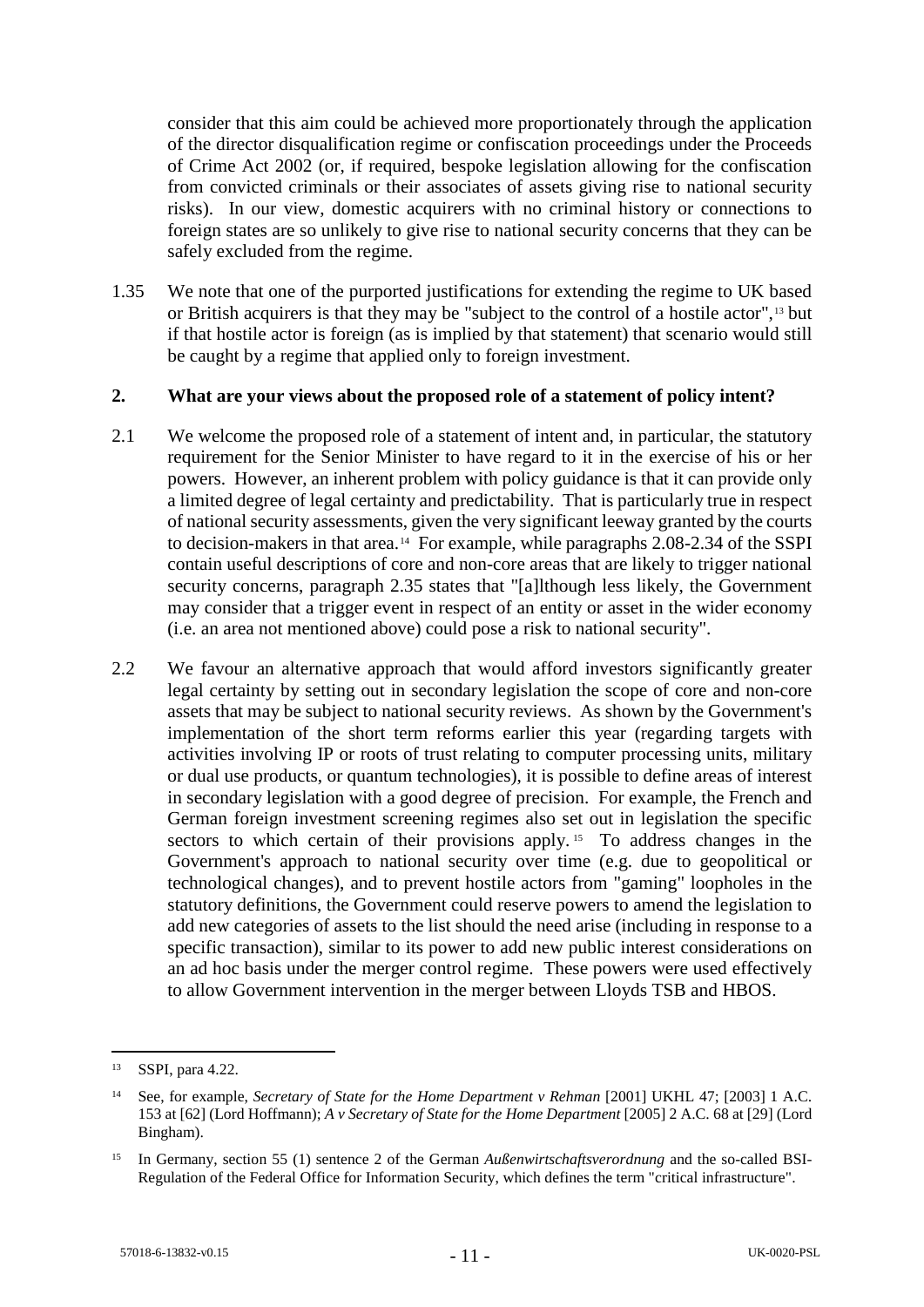consider that this aim could be achieved more proportionately through the application of the director disqualification regime or confiscation proceedings under the Proceeds of Crime Act 2002 (or, if required, bespoke legislation allowing for the confiscation from convicted criminals or their associates of assets giving rise to national security risks). In our view, domestic acquirers with no criminal history or connections to foreign states are so unlikely to give rise to national security concerns that they can be safely excluded from the regime.

1.35 We note that one of the purported justifications for extending the regime to UK based or British acquirers is that they may be "subject to the control of a hostile actor",[13] but if that hostile actor is foreign (as is implied by that statement) that scenario would still be caught by a regime that applied only to foreign investment.

## 2. What are your views about the proposed role of a statement of policy intent?

2.1 We welcome the proposed role of a statement of intent and, in particular, the statutory requirement for the Senior Minister to have regard to it in the exercise of his or her powers. However, an inherent problem with policy guidance is that it can provide only a limited degree of legal certainty and predictability. That is particularly true in respect of national security assessments, given the very significant leeway granted by the courts to decision-makers in that area.[14] For example, while paragraphs 2.08-2.34 of the SSPI contain useful descriptions of core and non-core areas that are likely to trigger national security concerns, paragraph 2.35 states that "[a]lthough less likely, the Government may consider that a trigger event in respect of an entity or asset in the wider economy (i.e. an area not mentioned above) could pose a risk to national security".

2.2 We favour an alternative approach that would afford investors significantly greater legal certainty by setting out in secondary legislation the scope of core and non-core assets that may be subject to national security reviews. As shown by the Government's implementation of the short term reforms earlier this year (regarding targets with activities involving IP or roots of trust relating to computer processing units, military or dual use products, or quantum technologies), it is possible to define areas of interest in secondary legislation with a good degree of precision. For example, the French and German foreign investment screening regimes also set out in legislation the specific sectors to which certain of their provisions apply.[15] To address changes in the Government's approach to national security over time (e.g. due to geopolitical or technological changes), and to prevent hostile actors from "gaming" loopholes in the statutory definitions, the Government could reserve powers to amend the legislation to add new categories of assets to the list should the need arise (including in response to a specific transaction), similar to its power to add new public interest considerations on an ad hoc basis under the merger control regime. These powers were used effectively to allow Government intervention in the merger between Lloyds TSB and HBOS.

---

[13] SSPI, para 4.22.

[14] See, for example, *Secretary of State for the Home Department v Rehman* [2001] UKHL 47; [2003] 1 A.C. 153 at [62] (Lord Hoffmann); *A v Secretary of State for the Home Department* [2005] 2 A.C. 68 at [29] (Lord Bingham).

[15] In Germany, section 55 (1) sentence 2 of the German *Außenwirtschaftsverordnung* and the so-called BSI-Regulation of the Federal Office for Information Security, which defines the term "critical infrastructure".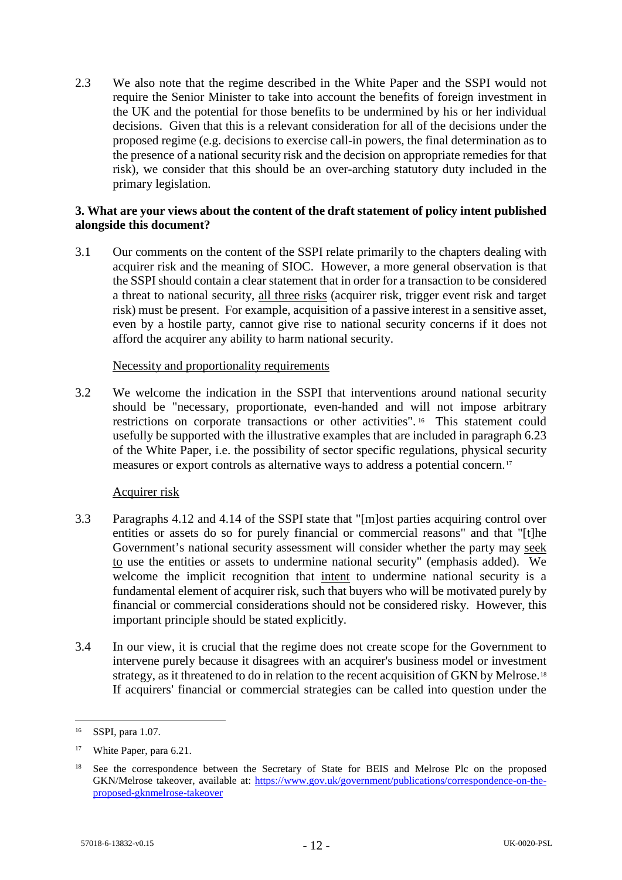2.3 We also note that the regime described in the White Paper and the SSPI would not require the Senior Minister to take into account the benefits of foreign investment in the UK and the potential for those benefits to be undermined by his or her individual decisions. Given that this is a relevant consideration for all of the decisions under the proposed regime (e.g. decisions to exercise call-in powers, the final determination as to the presence of a national security risk and the decision on appropriate remedies for that risk), we consider that this should be an over-arching statutory duty included in the primary legislation.

**3. What are your views about the content of the draft statement of policy intent published alongside this document?**

3.1 Our comments on the content of the SSPI relate primarily to the chapters dealing with acquirer risk and the meaning of SIOC. However, a more general observation is that the SSPI should contain a clear statement that in order for a transaction to be considered a threat to national security, <u>all three risks</u> (acquirer risk, trigger event risk and target risk) must be present. For example, acquisition of a passive interest in a sensitive asset, even by a hostile party, cannot give rise to national security concerns if it does not afford the acquirer any ability to harm national security.

<u>Necessity and proportionality requirements</u>

3.2 We welcome the indication in the SSPI that interventions around national security should be "necessary, proportionate, even-handed and will not impose arbitrary restrictions on corporate transactions or other activities".[16] This statement could usefully be supported with the illustrative examples that are included in paragraph 6.23 of the White Paper, i.e. the possibility of sector specific regulations, physical security measures or export controls as alternative ways to address a potential concern.[17]

<u>Acquirer risk</u>

3.3 Paragraphs 4.12 and 4.14 of the SSPI state that "[m]ost parties acquiring control over entities or assets do so for purely financial or commercial reasons" and that "[t]he Government's national security assessment will consider whether the party may <u>seek to</u> use the entities or assets to undermine national security" (emphasis added). We welcome the implicit recognition that <u>intent</u> to undermine national security is a fundamental element of acquirer risk, such that buyers who will be motivated purely by financial or commercial considerations should not be considered risky. However, this important principle should be stated explicitly.

3.4 In our view, it is crucial that the regime does not create scope for the Government to intervene purely because it disagrees with an acquirer's business model or investment strategy, as it threatened to do in relation to the recent acquisition of GKN by Melrose.[18] If acquirers' financial or commercial strategies can be called into question under the

---

[16] SSPI, para 1.07.

[17] White Paper, para 6.21.

[18] See the correspondence between the Secretary of State for BEIS and Melrose Plc on the proposed GKN/Melrose takeover, available at: https://www.gov.uk/government/publications/correspondence-on-the-proposed-gknmelrose-takeover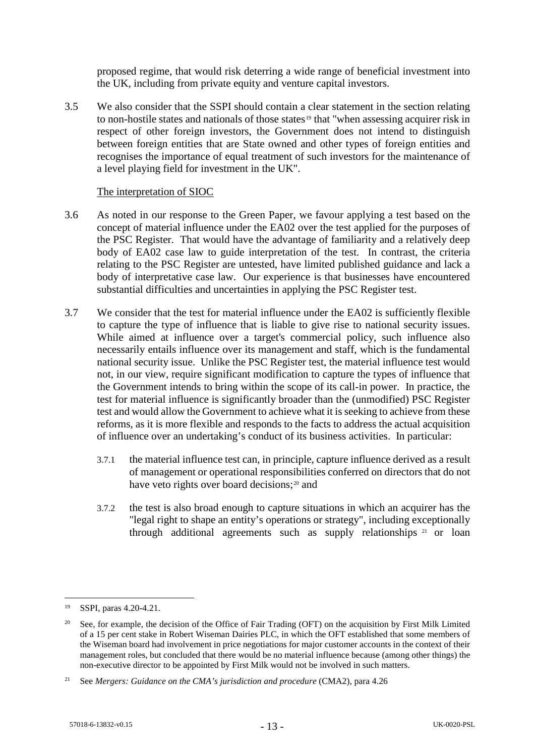proposed regime, that would risk deterring a wide range of beneficial investment into the UK, including from private equity and venture capital investors.

3.5 We also consider that the SSPI should contain a clear statement in the section relating to non-hostile states and nationals of those states[19] that "when assessing acquirer risk in respect of other foreign investors, the Government does not intend to distinguish between foreign entities that are State owned and other types of foreign entities and recognises the importance of equal treatment of such investors for the maintenance of a level playing field for investment in the UK".

The interpretation of SIOC

3.6 As noted in our response to the Green Paper, we favour applying a test based on the concept of material influence under the EA02 over the test applied for the purposes of the PSC Register. That would have the advantage of familiarity and a relatively deep body of EA02 case law to guide interpretation of the test. In contrast, the criteria relating to the PSC Register are untested, have limited published guidance and lack a body of interpretative case law. Our experience is that businesses have encountered substantial difficulties and uncertainties in applying the PSC Register test.

3.7 We consider that the test for material influence under the EA02 is sufficiently flexible to capture the type of influence that is liable to give rise to national security issues. While aimed at influence over a target's commercial policy, such influence also necessarily entails influence over its management and staff, which is the fundamental national security issue. Unlike the PSC Register test, the material influence test would not, in our view, require significant modification to capture the types of influence that the Government intends to bring within the scope of its call-in power. In practice, the test for material influence is significantly broader than the (unmodified) PSC Register test and would allow the Government to achieve what it is seeking to achieve from these reforms, as it is more flexible and responds to the facts to address the actual acquisition of influence over an undertaking's conduct of its business activities. In particular:

3.7.1 the material influence test can, in principle, capture influence derived as a result of management or operational responsibilities conferred on directors that do not have veto rights over board decisions;[20] and

3.7.2 the test is also broad enough to capture situations in which an acquirer has the "legal right to shape an entity's operations or strategy", including exceptionally through additional agreements such as supply relationships[21] or loan

---

[19] SSPI, paras 4.20-4.21.

[20] See, for example, the decision of the Office of Fair Trading (OFT) on the acquisition by First Milk Limited of a 15 per cent stake in Robert Wiseman Dairies PLC, in which the OFT established that some members of the Wiseman board had involvement in price negotiations for major customer accounts in the context of their management roles, but concluded that there would be no material influence because (among other things) the non-executive director to be appointed by First Milk would not be involved in such matters.

[21] See *Mergers: Guidance on the CMA's jurisdiction and procedure* (CMA2), para 4.26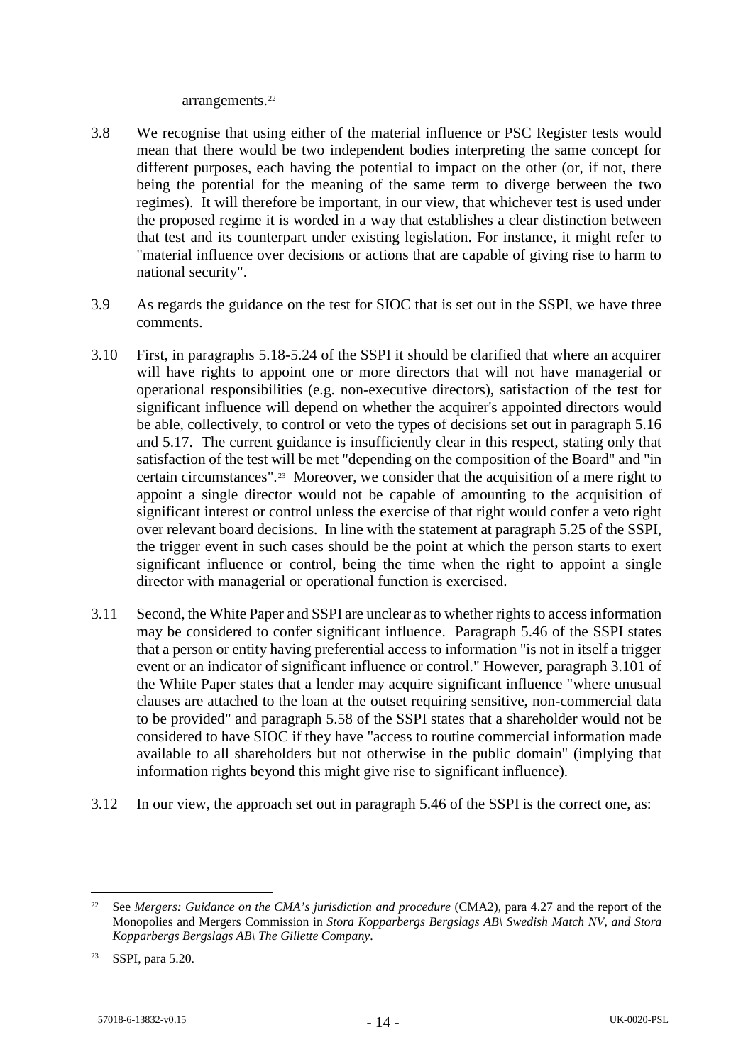arrangements.[22]

3.8 We recognise that using either of the material influence or PSC Register tests would mean that there would be two independent bodies interpreting the same concept for different purposes, each having the potential to impact on the other (or, if not, there being the potential for the meaning of the same term to diverge between the two regimes). It will therefore be important, in our view, that whichever test is used under the proposed regime it is worded in a way that establishes a clear distinction between that test and its counterpart under existing legislation. For instance, it might refer to "material influence <u>over decisions or actions that are capable of giving rise to harm to national security</u>".

3.9 As regards the guidance on the test for SIOC that is set out in the SSPI, we have three comments.

3.10 First, in paragraphs 5.18-5.24 of the SSPI it should be clarified that where an acquirer will have rights to appoint one or more directors that will <u>not</u> have managerial or operational responsibilities (e.g. non-executive directors), satisfaction of the test for significant influence will depend on whether the acquirer's appointed directors would be able, collectively, to control or veto the types of decisions set out in paragraph 5.16 and 5.17. The current guidance is insufficiently clear in this respect, stating only that satisfaction of the test will be met "depending on the composition of the Board" and "in certain circumstances".[23] Moreover, we consider that the acquisition of a mere <u>right</u> to appoint a single director would not be capable of amounting to the acquisition of significant interest or control unless the exercise of that right would confer a veto right over relevant board decisions. In line with the statement at paragraph 5.25 of the SSPI, the trigger event in such cases should be the point at which the person starts to exert significant influence or control, being the time when the right to appoint a single director with managerial or operational function is exercised.

3.11 Second, the White Paper and SSPI are unclear as to whether rights to access <u>information</u> may be considered to confer significant influence. Paragraph 5.46 of the SSPI states that a person or entity having preferential access to information "is not in itself a trigger event or an indicator of significant influence or control." However, paragraph 3.101 of the White Paper states that a lender may acquire significant influence "where unusual clauses are attached to the loan at the outset requiring sensitive, non-commercial data to be provided" and paragraph 5.58 of the SSPI states that a shareholder would not be considered to have SIOC if they have "access to routine commercial information made available to all shareholders but not otherwise in the public domain" (implying that information rights beyond this might give rise to significant influence).

3.12 In our view, the approach set out in paragraph 5.46 of the SSPI is the correct one, as:

---

[22] See *Mergers: Guidance on the CMA's jurisdiction and procedure* (CMA2), para 4.27 and the report of the Monopolies and Mergers Commission in *Stora Kopparbergs Bergslags AB\ Swedish Match NV, and Stora Kopparbergs Bergslags AB\ The Gillette Company*.

[23] SSPI, para 5.20.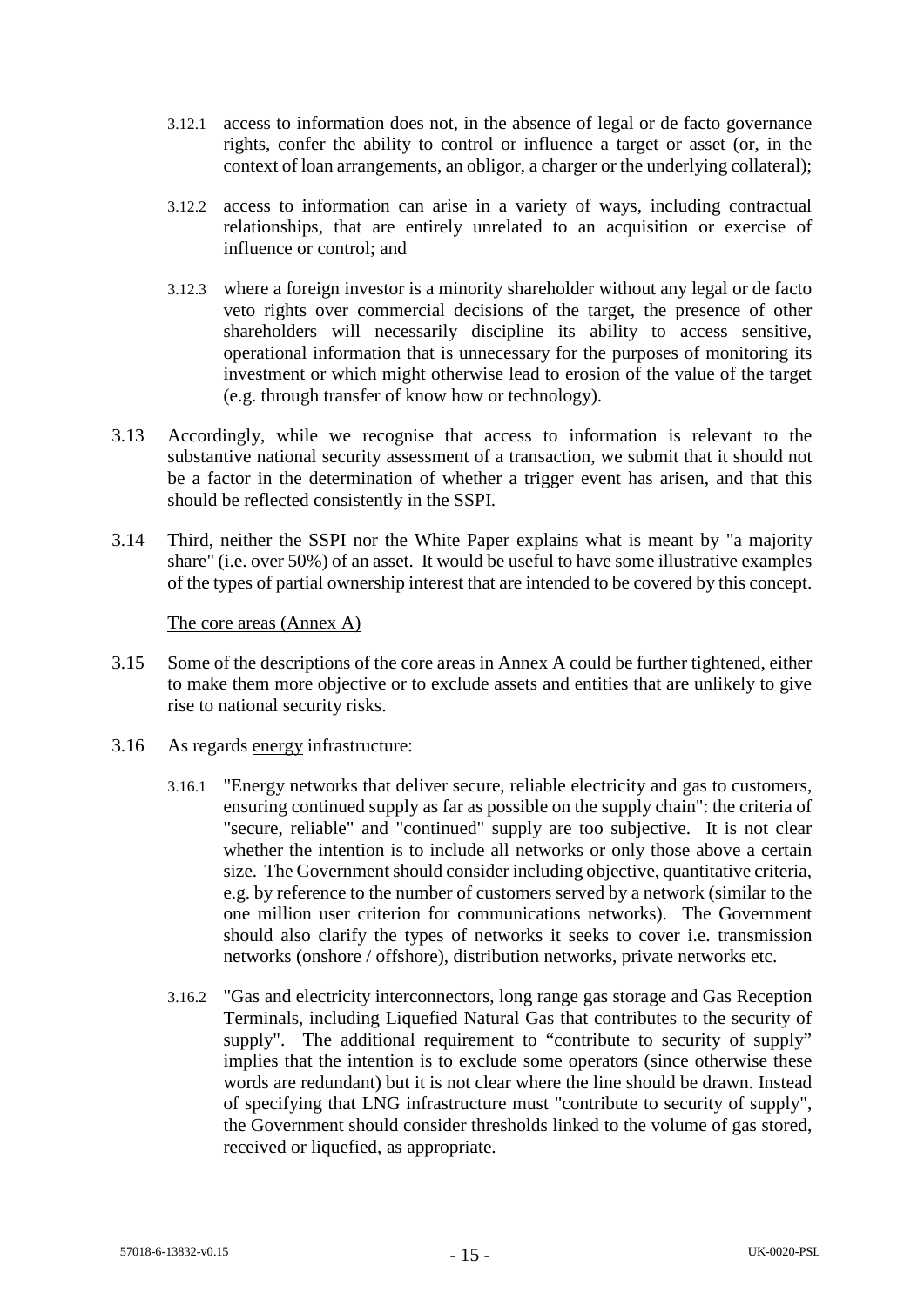3.12.1 access to information does not, in the absence of legal or de facto governance rights, confer the ability to control or influence a target or asset (or, in the context of loan arrangements, an obligor, a charger or the underlying collateral);

3.12.2 access to information can arise in a variety of ways, including contractual relationships, that are entirely unrelated to an acquisition or exercise of influence or control; and

3.12.3 where a foreign investor is a minority shareholder without any legal or de facto veto rights over commercial decisions of the target, the presence of other shareholders will necessarily discipline its ability to access sensitive, operational information that is unnecessary for the purposes of monitoring its investment or which might otherwise lead to erosion of the value of the target (e.g. through transfer of know how or technology).

3.13 Accordingly, while we recognise that access to information is relevant to the substantive national security assessment of a transaction, we submit that it should not be a factor in the determination of whether a trigger event has arisen, and that this should be reflected consistently in the SSPI.

3.14 Third, neither the SSPI nor the White Paper explains what is meant by "a majority share" (i.e. over 50%) of an asset. It would be useful to have some illustrative examples of the types of partial ownership interest that are intended to be covered by this concept.

The core areas (Annex A)

3.15 Some of the descriptions of the core areas in Annex A could be further tightened, either to make them more objective or to exclude assets and entities that are unlikely to give rise to national security risks.

3.16 As regards energy infrastructure:

3.16.1 "Energy networks that deliver secure, reliable electricity and gas to customers, ensuring continued supply as far as possible on the supply chain": the criteria of "secure, reliable" and "continued" supply are too subjective. It is not clear whether the intention is to include all networks or only those above a certain size. The Government should consider including objective, quantitative criteria, e.g. by reference to the number of customers served by a network (similar to the one million user criterion for communications networks). The Government should also clarify the types of networks it seeks to cover i.e. transmission networks (onshore / offshore), distribution networks, private networks etc.

3.16.2 "Gas and electricity interconnectors, long range gas storage and Gas Reception Terminals, including Liquefied Natural Gas that contributes to the security of supply". The additional requirement to "contribute to security of supply" implies that the intention is to exclude some operators (since otherwise these words are redundant) but it is not clear where the line should be drawn. Instead of specifying that LNG infrastructure must "contribute to security of supply", the Government should consider thresholds linked to the volume of gas stored, received or liquefied, as appropriate.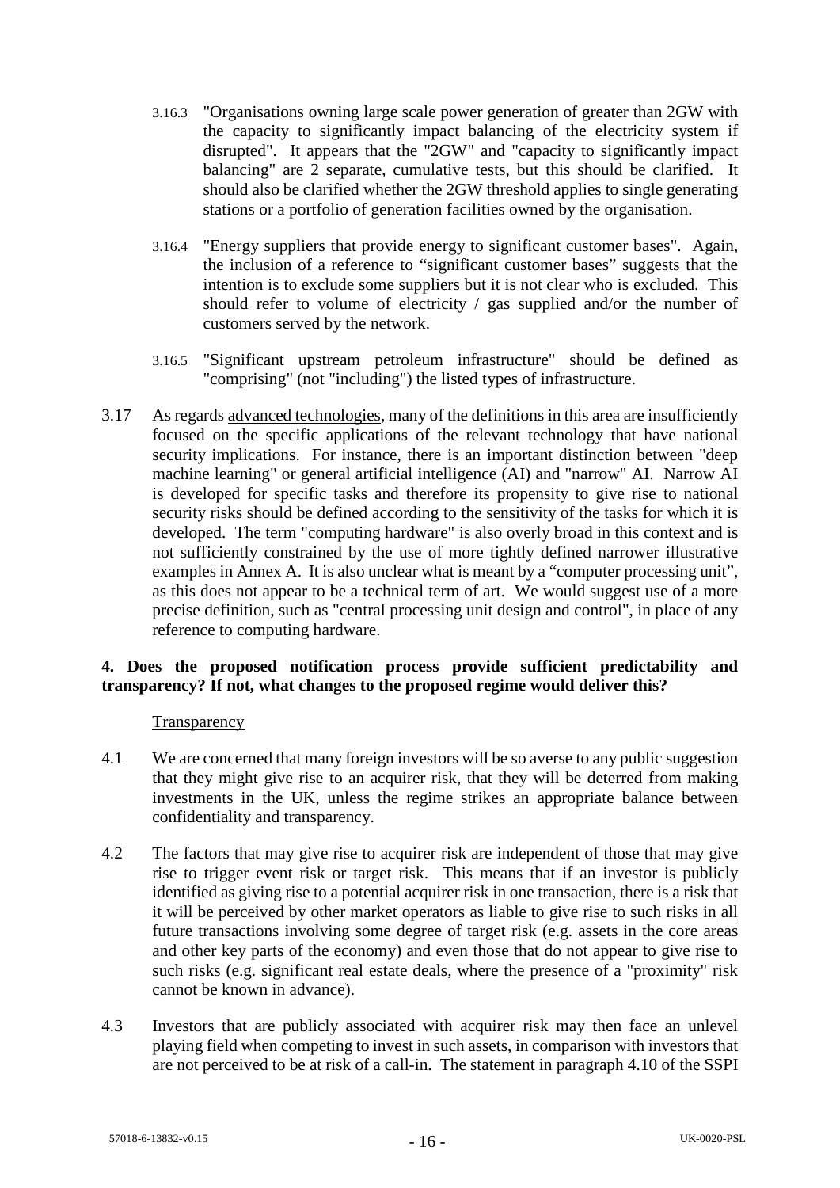3.16.3 "Organisations owning large scale power generation of greater than 2GW with the capacity to significantly impact balancing of the electricity system if disrupted". It appears that the "2GW" and "capacity to significantly impact balancing" are 2 separate, cumulative tests, but this should be clarified. It should also be clarified whether the 2GW threshold applies to single generating stations or a portfolio of generation facilities owned by the organisation.

3.16.4 "Energy suppliers that provide energy to significant customer bases". Again, the inclusion of a reference to "significant customer bases" suggests that the intention is to exclude some suppliers but it is not clear who is excluded. This should refer to volume of electricity / gas supplied and/or the number of customers served by the network.

3.16.5 "Significant upstream petroleum infrastructure" should be defined as "comprising" (not "including") the listed types of infrastructure.

3.17 As regards <u>advanced technologies</u>, many of the definitions in this area are insufficiently focused on the specific applications of the relevant technology that have national security implications. For instance, there is an important distinction between "deep machine learning" or general artificial intelligence (AI) and "narrow" AI. Narrow AI is developed for specific tasks and therefore its propensity to give rise to national security risks should be defined according to the sensitivity of the tasks for which it is developed. The term "computing hardware" is also overly broad in this context and is not sufficiently constrained by the use of more tightly defined narrower illustrative examples in Annex A. It is also unclear what is meant by a "computer processing unit", as this does not appear to be a technical term of art. We would suggest use of a more precise definition, such as "central processing unit design and control", in place of any reference to computing hardware.

**4. Does the proposed notification process provide sufficient predictability and transparency? If not, what changes to the proposed regime would deliver this?**

<u>Transparency</u>

4.1 We are concerned that many foreign investors will be so averse to any public suggestion that they might give rise to an acquirer risk, that they will be deterred from making investments in the UK, unless the regime strikes an appropriate balance between confidentiality and transparency.

4.2 The factors that may give rise to acquirer risk are independent of those that may give rise to trigger event risk or target risk. This means that if an investor is publicly identified as giving rise to a potential acquirer risk in one transaction, there is a risk that it will be perceived by other market operators as liable to give rise to such risks in <u>all</u> future transactions involving some degree of target risk (e.g. assets in the core areas and other key parts of the economy) and even those that do not appear to give rise to such risks (e.g. significant real estate deals, where the presence of a "proximity" risk cannot be known in advance).

4.3 Investors that are publicly associated with acquirer risk may then face an unlevel playing field when competing to invest in such assets, in comparison with investors that are not perceived to be at risk of a call-in. The statement in paragraph 4.10 of the SSPI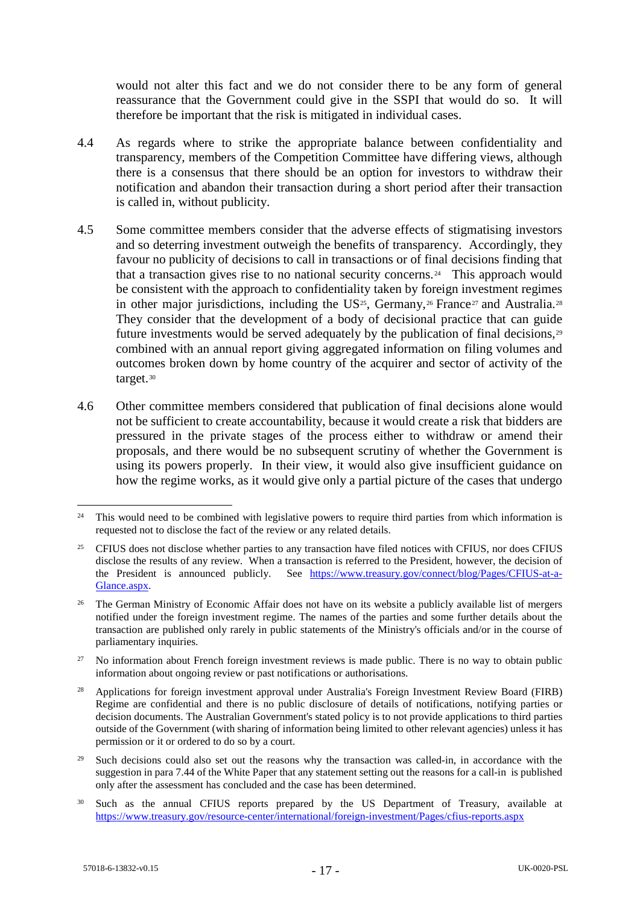would not alter this fact and we do not consider there to be any form of general reassurance that the Government could give in the SSPI that would do so. It will therefore be important that the risk is mitigated in individual cases.

4.4 As regards where to strike the appropriate balance between confidentiality and transparency, members of the Competition Committee have differing views, although there is a consensus that there should be an option for investors to withdraw their notification and abandon their transaction during a short period after their transaction is called in, without publicity.

4.5 Some committee members consider that the adverse effects of stigmatising investors and so deterring investment outweigh the benefits of transparency. Accordingly, they favour no publicity of decisions to call in transactions or of final decisions finding that that a transaction gives rise to no national security concerns.[24] This approach would be consistent with the approach to confidentiality taken by foreign investment regimes in other major jurisdictions, including the US[25], Germany,[26] France[27] and Australia.[28] They consider that the development of a body of decisional practice that can guide future investments would be served adequately by the publication of final decisions,[29] combined with an annual report giving aggregated information on filing volumes and outcomes broken down by home country of the acquirer and sector of activity of the target.[30]

4.6 Other committee members considered that publication of final decisions alone would not be sufficient to create accountability, because it would create a risk that bidders are pressured in the private stages of the process either to withdraw or amend their proposals, and there would be no subsequent scrutiny of whether the Government is using its powers properly. In their view, it would also give insufficient guidance on how the regime works, as it would give only a partial picture of the cases that undergo

---

[24] This would need to be combined with legislative powers to require third parties from which information is requested not to disclose the fact of the review or any related details.

[25] CFIUS does not disclose whether parties to any transaction have filed notices with CFIUS, nor does CFIUS disclose the results of any review. When a transaction is referred to the President, however, the decision of the President is announced publicly. See https://www.treasury.gov/connect/blog/Pages/CFIUS-at-a-Glance.aspx.

[26] The German Ministry of Economic Affair does not have on its website a publicly available list of mergers notified under the foreign investment regime. The names of the parties and some further details about the transaction are published only rarely in public statements of the Ministry's officials and/or in the course of parliamentary inquiries.

[27] No information about French foreign investment reviews is made public. There is no way to obtain public information about ongoing review or past notifications or authorisations.

[28] Applications for foreign investment approval under Australia's Foreign Investment Review Board (FIRB) Regime are confidential and there is no public disclosure of details of notifications, notifying parties or decision documents. The Australian Government's stated policy is to not provide applications to third parties outside of the Government (with sharing of information being limited to other relevant agencies) unless it has permission or it or ordered to do so by a court.

[29] Such decisions could also set out the reasons why the transaction was called-in, in accordance with the suggestion in para 7.44 of the White Paper that any statement setting out the reasons for a call-in is published only after the assessment has concluded and the case has been determined.

[30] Such as the annual CFIUS reports prepared by the US Department of Treasury, available at https://www.treasury.gov/resource-center/international/foreign-investment/Pages/cfius-reports.aspx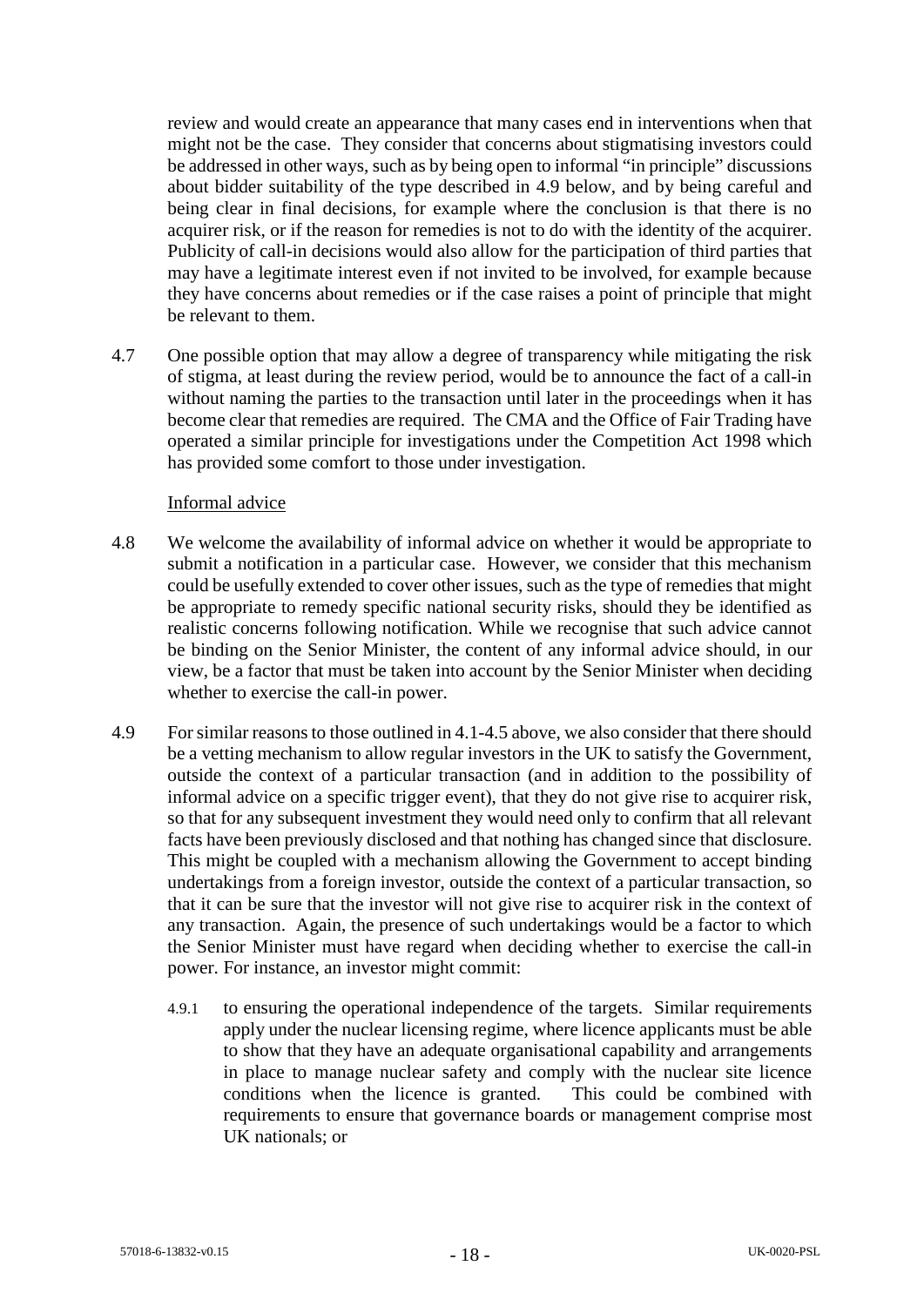review and would create an appearance that many cases end in interventions when that might not be the case. They consider that concerns about stigmatising investors could be addressed in other ways, such as by being open to informal "in principle" discussions about bidder suitability of the type described in 4.9 below, and by being careful and being clear in final decisions, for example where the conclusion is that there is no acquirer risk, or if the reason for remedies is not to do with the identity of the acquirer. Publicity of call-in decisions would also allow for the participation of third parties that may have a legitimate interest even if not invited to be involved, for example because they have concerns about remedies or if the case raises a point of principle that might be relevant to them.

4.7 One possible option that may allow a degree of transparency while mitigating the risk of stigma, at least during the review period, would be to announce the fact of a call-in without naming the parties to the transaction until later in the proceedings when it has become clear that remedies are required. The CMA and the Office of Fair Trading have operated a similar principle for investigations under the Competition Act 1998 which has provided some comfort to those under investigation.

<u>Informal advice</u>

4.8 We welcome the availability of informal advice on whether it would be appropriate to submit a notification in a particular case. However, we consider that this mechanism could be usefully extended to cover other issues, such as the type of remedies that might be appropriate to remedy specific national security risks, should they be identified as realistic concerns following notification. While we recognise that such advice cannot be binding on the Senior Minister, the content of any informal advice should, in our view, be a factor that must be taken into account by the Senior Minister when deciding whether to exercise the call-in power.

4.9 For similar reasons to those outlined in 4.1-4.5 above, we also consider that there should be a vetting mechanism to allow regular investors in the UK to satisfy the Government, outside the context of a particular transaction (and in addition to the possibility of informal advice on a specific trigger event), that they do not give rise to acquirer risk, so that for any subsequent investment they would need only to confirm that all relevant facts have been previously disclosed and that nothing has changed since that disclosure. This might be coupled with a mechanism allowing the Government to accept binding undertakings from a foreign investor, outside the context of a particular transaction, so that it can be sure that the investor will not give rise to acquirer risk in the context of any transaction. Again, the presence of such undertakings would be a factor to which the Senior Minister must have regard when deciding whether to exercise the call-in power. For instance, an investor might commit:

4.9.1 to ensuring the operational independence of the targets. Similar requirements apply under the nuclear licensing regime, where licence applicants must be able to show that they have an adequate organisational capability and arrangements in place to manage nuclear safety and comply with the nuclear site licence conditions when the licence is granted. This could be combined with requirements to ensure that governance boards or management comprise most UK nationals; or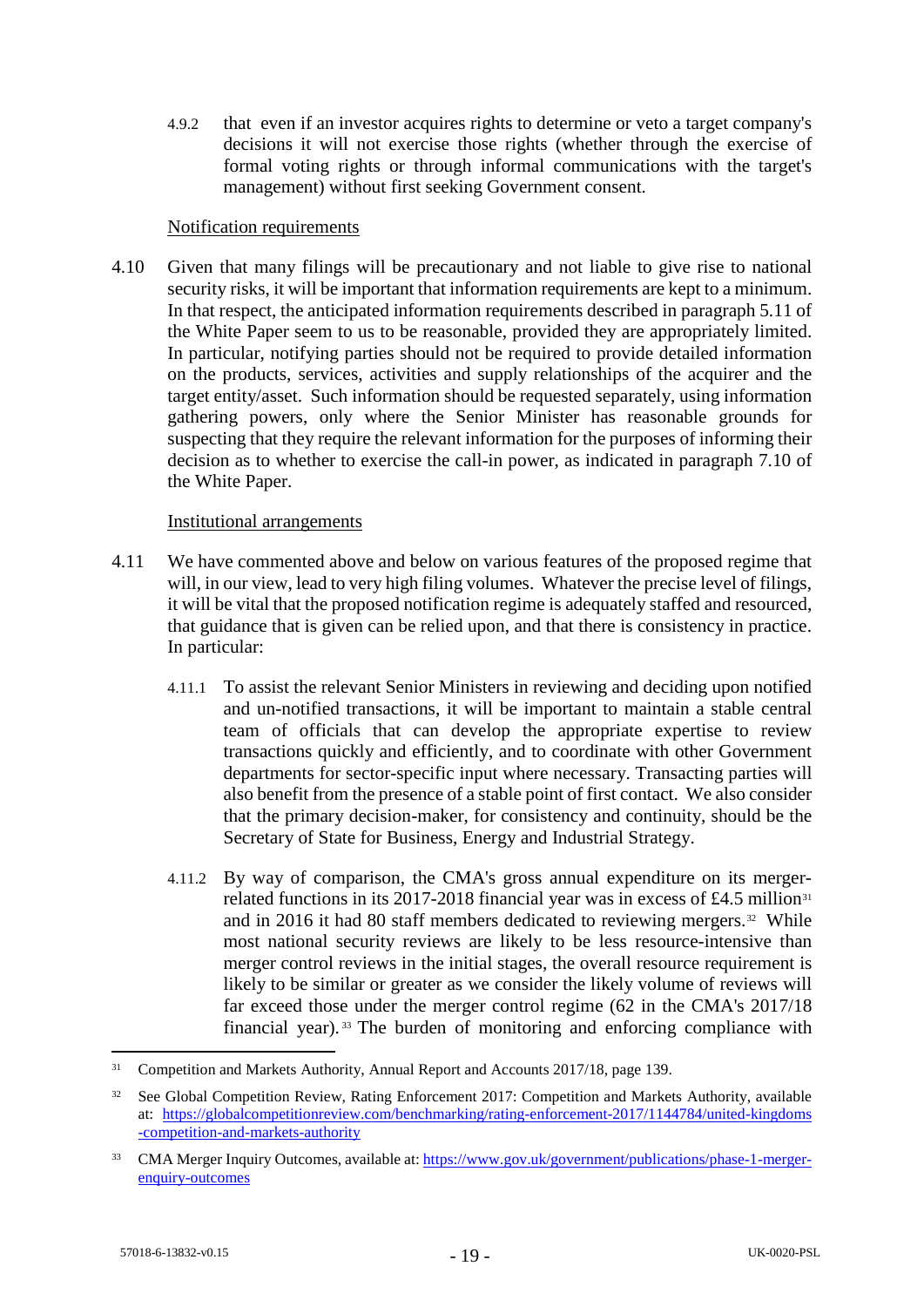4.9.2 that even if an investor acquires rights to determine or veto a target company's decisions it will not exercise those rights (whether through the exercise of formal voting rights or through informal communications with the target's management) without first seeking Government consent.

Notification requirements

4.10 Given that many filings will be precautionary and not liable to give rise to national security risks, it will be important that information requirements are kept to a minimum. In that respect, the anticipated information requirements described in paragraph 5.11 of the White Paper seem to us to be reasonable, provided they are appropriately limited. In particular, notifying parties should not be required to provide detailed information on the products, services, activities and supply relationships of the acquirer and the target entity/asset. Such information should be requested separately, using information gathering powers, only where the Senior Minister has reasonable grounds for suspecting that they require the relevant information for the purposes of informing their decision as to whether to exercise the call-in power, as indicated in paragraph 7.10 of the White Paper.

Institutional arrangements

4.11 We have commented above and below on various features of the proposed regime that will, in our view, lead to very high filing volumes. Whatever the precise level of filings, it will be vital that the proposed notification regime is adequately staffed and resourced, that guidance that is given can be relied upon, and that there is consistency in practice. In particular:

4.11.1 To assist the relevant Senior Ministers in reviewing and deciding upon notified and un-notified transactions, it will be important to maintain a stable central team of officials that can develop the appropriate expertise to review transactions quickly and efficiently, and to coordinate with other Government departments for sector-specific input where necessary. Transacting parties will also benefit from the presence of a stable point of first contact. We also consider that the primary decision-maker, for consistency and continuity, should be the Secretary of State for Business, Energy and Industrial Strategy.

4.11.2 By way of comparison, the CMA's gross annual expenditure on its merger-related functions in its 2017-2018 financial year was in excess of £4.5 million[31] and in 2016 it had 80 staff members dedicated to reviewing mergers.[32] While most national security reviews are likely to be less resource-intensive than merger control reviews in the initial stages, the overall resource requirement is likely to be similar or greater as we consider the likely volume of reviews will far exceed those under the merger control regime (62 in the CMA's 2017/18 financial year).[33] The burden of monitoring and enforcing compliance with

---

[31] Competition and Markets Authority, Annual Report and Accounts 2017/18, page 139.

[32] See Global Competition Review, Rating Enforcement 2017: Competition and Markets Authority, available at: https://globalcompetitionreview.com/benchmarking/rating-enforcement-2017/1144784/united-kingdoms-competition-and-markets-authority

[33] CMA Merger Inquiry Outcomes, available at: https://www.gov.uk/government/publications/phase-1-merger-enquiry-outcomes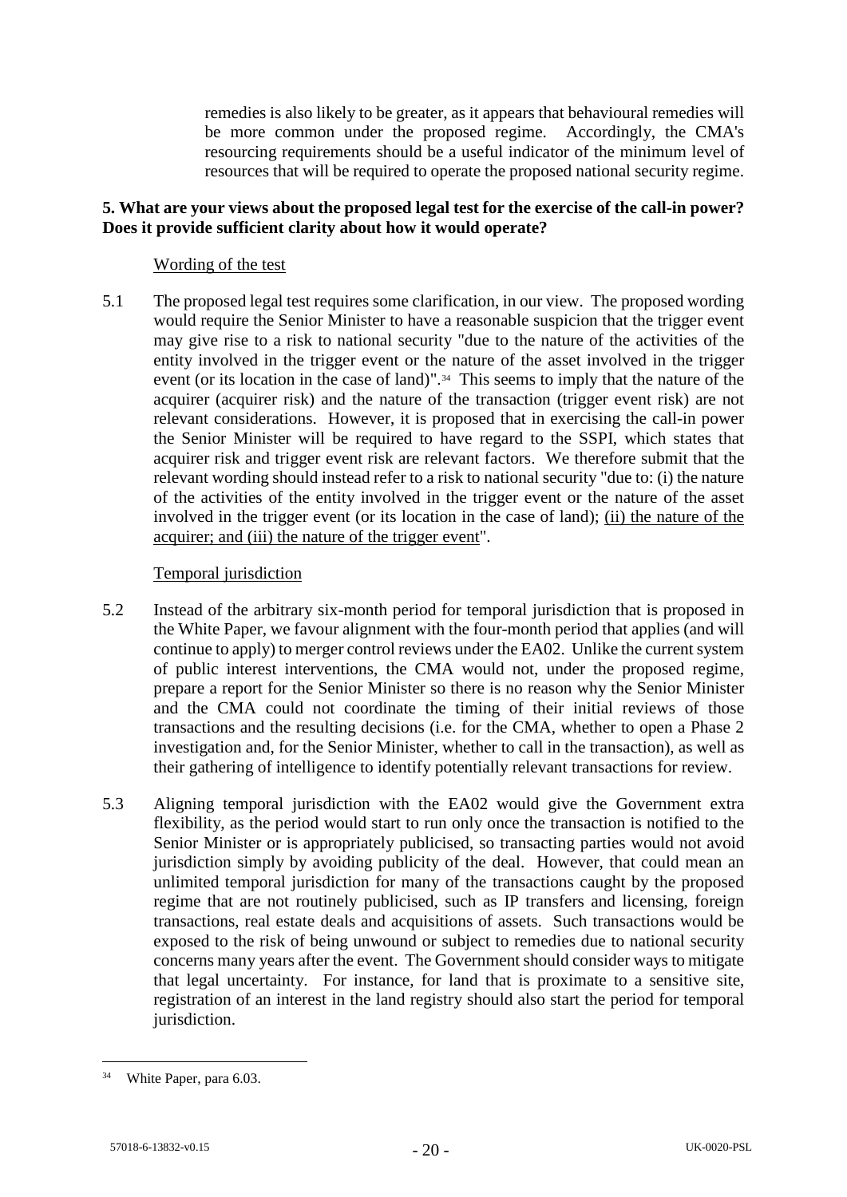remedies is also likely to be greater, as it appears that behavioural remedies will be more common under the proposed regime. Accordingly, the CMA's resourcing requirements should be a useful indicator of the minimum level of resources that will be required to operate the proposed national security regime.

**5. What are your views about the proposed legal test for the exercise of the call-in power? Does it provide sufficient clarity about how it would operate?**

<u>Wording of the test</u>

5.1 The proposed legal test requires some clarification, in our view. The proposed wording would require the Senior Minister to have a reasonable suspicion that the trigger event may give rise to a risk to national security "due to the nature of the activities of the entity involved in the trigger event or the nature of the asset involved in the trigger event (or its location in the case of land)".[34] This seems to imply that the nature of the acquirer (acquirer risk) and the nature of the transaction (trigger event risk) are not relevant considerations. However, it is proposed that in exercising the call-in power the Senior Minister will be required to have regard to the SSPI, which states that acquirer risk and trigger event risk are relevant factors. We therefore submit that the relevant wording should instead refer to a risk to national security "due to: (i) the nature of the activities of the entity involved in the trigger event or the nature of the asset involved in the trigger event (or its location in the case of land); <u>(ii) the nature of the acquirer; and (iii) the nature of the trigger event</u>".

<u>Temporal jurisdiction</u>

5.2 Instead of the arbitrary six-month period for temporal jurisdiction that is proposed in the White Paper, we favour alignment with the four-month period that applies (and will continue to apply) to merger control reviews under the EA02. Unlike the current system of public interest interventions, the CMA would not, under the proposed regime, prepare a report for the Senior Minister so there is no reason why the Senior Minister and the CMA could not coordinate the timing of their initial reviews of those transactions and the resulting decisions (i.e. for the CMA, whether to open a Phase 2 investigation and, for the Senior Minister, whether to call in the transaction), as well as their gathering of intelligence to identify potentially relevant transactions for review.

5.3 Aligning temporal jurisdiction with the EA02 would give the Government extra flexibility, as the period would start to run only once the transaction is notified to the Senior Minister or is appropriately publicised, so transacting parties would not avoid jurisdiction simply by avoiding publicity of the deal. However, that could mean an unlimited temporal jurisdiction for many of the transactions caught by the proposed regime that are not routinely publicised, such as IP transfers and licensing, foreign transactions, real estate deals and acquisitions of assets. Such transactions would be exposed to the risk of being unwound or subject to remedies due to national security concerns many years after the event. The Government should consider ways to mitigate that legal uncertainty. For instance, for land that is proximate to a sensitive site, registration of an interest in the land registry should also start the period for temporal jurisdiction.

---

[34] White Paper, para 6.03.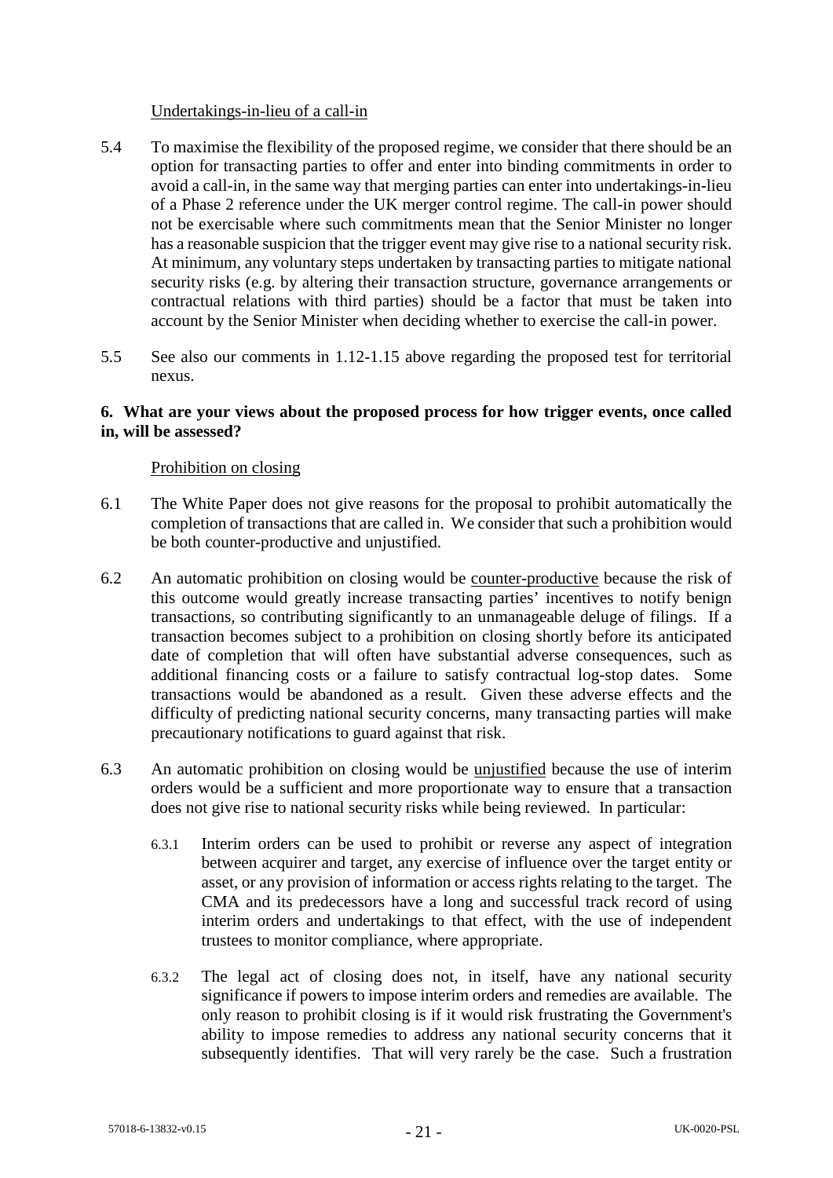Undertakings-in-lieu of a call-in

5.4 To maximise the flexibility of the proposed regime, we consider that there should be an option for transacting parties to offer and enter into binding commitments in order to avoid a call-in, in the same way that merging parties can enter into undertakings-in-lieu of a Phase 2 reference under the UK merger control regime. The call-in power should not be exercisable where such commitments mean that the Senior Minister no longer has a reasonable suspicion that the trigger event may give rise to a national security risk. At minimum, any voluntary steps undertaken by transacting parties to mitigate national security risks (e.g. by altering their transaction structure, governance arrangements or contractual relations with third parties) should be a factor that must be taken into account by the Senior Minister when deciding whether to exercise the call-in power.

5.5 See also our comments in 1.12-1.15 above regarding the proposed test for territorial nexus.

**6. What are your views about the proposed process for how trigger events, once called in, will be assessed?**

Prohibition on closing

6.1 The White Paper does not give reasons for the proposal to prohibit automatically the completion of transactions that are called in. We consider that such a prohibition would be both counter-productive and unjustified.

6.2 An automatic prohibition on closing would be counter-productive because the risk of this outcome would greatly increase transacting parties' incentives to notify benign transactions, so contributing significantly to an unmanageable deluge of filings. If a transaction becomes subject to a prohibition on closing shortly before its anticipated date of completion that will often have substantial adverse consequences, such as additional financing costs or a failure to satisfy contractual log-stop dates. Some transactions would be abandoned as a result. Given these adverse effects and the difficulty of predicting national security concerns, many transacting parties will make precautionary notifications to guard against that risk.

6.3 An automatic prohibition on closing would be unjustified because the use of interim orders would be a sufficient and more proportionate way to ensure that a transaction does not give rise to national security risks while being reviewed. In particular:

6.3.1 Interim orders can be used to prohibit or reverse any aspect of integration between acquirer and target, any exercise of influence over the target entity or asset, or any provision of information or access rights relating to the target. The CMA and its predecessors have a long and successful track record of using interim orders and undertakings to that effect, with the use of independent trustees to monitor compliance, where appropriate.

6.3.2 The legal act of closing does not, in itself, have any national security significance if powers to impose interim orders and remedies are available. The only reason to prohibit closing is if it would risk frustrating the Government's ability to impose remedies to address any national security concerns that it subsequently identifies. That will very rarely be the case. Such a frustration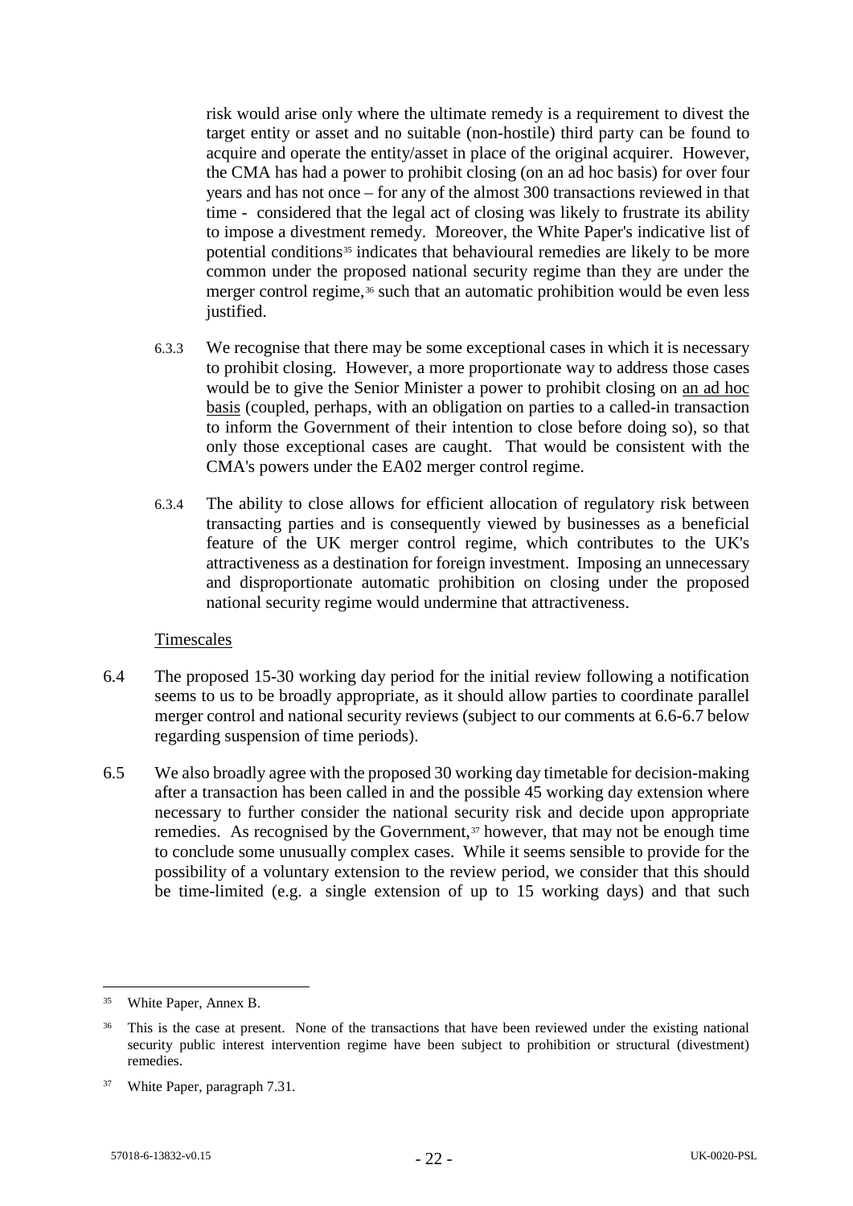risk would arise only where the ultimate remedy is a requirement to divest the target entity or asset and no suitable (non-hostile) third party can be found to acquire and operate the entity/asset in place of the original acquirer. However, the CMA has had a power to prohibit closing (on an ad hoc basis) for over four years and has not once – for any of the almost 300 transactions reviewed in that time - considered that the legal act of closing was likely to frustrate its ability to impose a divestment remedy. Moreover, the White Paper's indicative list of potential conditions[35] indicates that behavioural remedies are likely to be more common under the proposed national security regime than they are under the merger control regime,[36] such that an automatic prohibition would be even less justified.

6.3.3 We recognise that there may be some exceptional cases in which it is necessary to prohibit closing. However, a more proportionate way to address those cases would be to give the Senior Minister a power to prohibit closing on an ad hoc basis (coupled, perhaps, with an obligation on parties to a called-in transaction to inform the Government of their intention to close before doing so), so that only those exceptional cases are caught. That would be consistent with the CMA's powers under the EA02 merger control regime.

6.3.4 The ability to close allows for efficient allocation of regulatory risk between transacting parties and is consequently viewed by businesses as a beneficial feature of the UK merger control regime, which contributes to the UK's attractiveness as a destination for foreign investment. Imposing an unnecessary and disproportionate automatic prohibition on closing under the proposed national security regime would undermine that attractiveness.

Timescales

6.4 The proposed 15-30 working day period for the initial review following a notification seems to us to be broadly appropriate, as it should allow parties to coordinate parallel merger control and national security reviews (subject to our comments at 6.6-6.7 below regarding suspension of time periods).

6.5 We also broadly agree with the proposed 30 working day timetable for decision-making after a transaction has been called in and the possible 45 working day extension where necessary to further consider the national security risk and decide upon appropriate remedies. As recognised by the Government,[37] however, that may not be enough time to conclude some unusually complex cases. While it seems sensible to provide for the possibility of a voluntary extension to the review period, we consider that this should be time-limited (e.g. a single extension of up to 15 working days) and that such

---

[35] White Paper, Annex B.

[36] This is the case at present. None of the transactions that have been reviewed under the existing national security public interest intervention regime have been subject to prohibition or structural (divestment) remedies.

[37] White Paper, paragraph 7.31.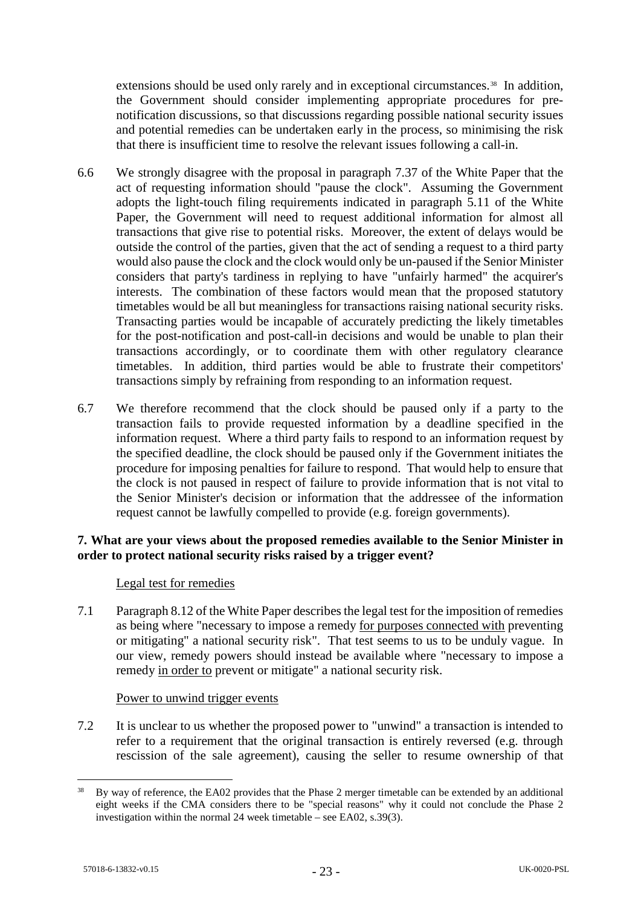extensions should be used only rarely and in exceptional circumstances.[38] In addition, the Government should consider implementing appropriate procedures for pre-notification discussions, so that discussions regarding possible national security issues and potential remedies can be undertaken early in the process, so minimising the risk that there is insufficient time to resolve the relevant issues following a call-in.

6.6 We strongly disagree with the proposal in paragraph 7.37 of the White Paper that the act of requesting information should "pause the clock". Assuming the Government adopts the light-touch filing requirements indicated in paragraph 5.11 of the White Paper, the Government will need to request additional information for almost all transactions that give rise to potential risks. Moreover, the extent of delays would be outside the control of the parties, given that the act of sending a request to a third party would also pause the clock and the clock would only be un-paused if the Senior Minister considers that party's tardiness in replying to have "unfairly harmed" the acquirer's interests. The combination of these factors would mean that the proposed statutory timetables would be all but meaningless for transactions raising national security risks. Transacting parties would be incapable of accurately predicting the likely timetables for the post-notification and post-call-in decisions and would be unable to plan their transactions accordingly, or to coordinate them with other regulatory clearance timetables. In addition, third parties would be able to frustrate their competitors' transactions simply by refraining from responding to an information request.

6.7 We therefore recommend that the clock should be paused only if a party to the transaction fails to provide requested information by a deadline specified in the information request. Where a third party fails to respond to an information request by the specified deadline, the clock should be paused only if the Government initiates the procedure for imposing penalties for failure to respond. That would help to ensure that the clock is not paused in respect of failure to provide information that is not vital to the Senior Minister's decision or information that the addressee of the information request cannot be lawfully compelled to provide (e.g. foreign governments).

**7. What are your views about the proposed remedies available to the Senior Minister in order to protect national security risks raised by a trigger event?**

<u>Legal test for remedies</u>

7.1 Paragraph 8.12 of the White Paper describes the legal test for the imposition of remedies as being where "necessary to impose a remedy <u>for purposes connected with</u> preventing or mitigating" a national security risk". That test seems to us to be unduly vague. In our view, remedy powers should instead be available where "necessary to impose a remedy <u>in order to</u> prevent or mitigate" a national security risk.

<u>Power to unwind trigger events</u>

7.2 It is unclear to us whether the proposed power to "unwind" a transaction is intended to refer to a requirement that the original transaction is entirely reversed (e.g. through rescission of the sale agreement), causing the seller to resume ownership of that

---

[38] By way of reference, the EA02 provides that the Phase 2 merger timetable can be extended by an additional eight weeks if the CMA considers there to be "special reasons" why it could not conclude the Phase 2 investigation within the normal 24 week timetable – see EA02, s.39(3).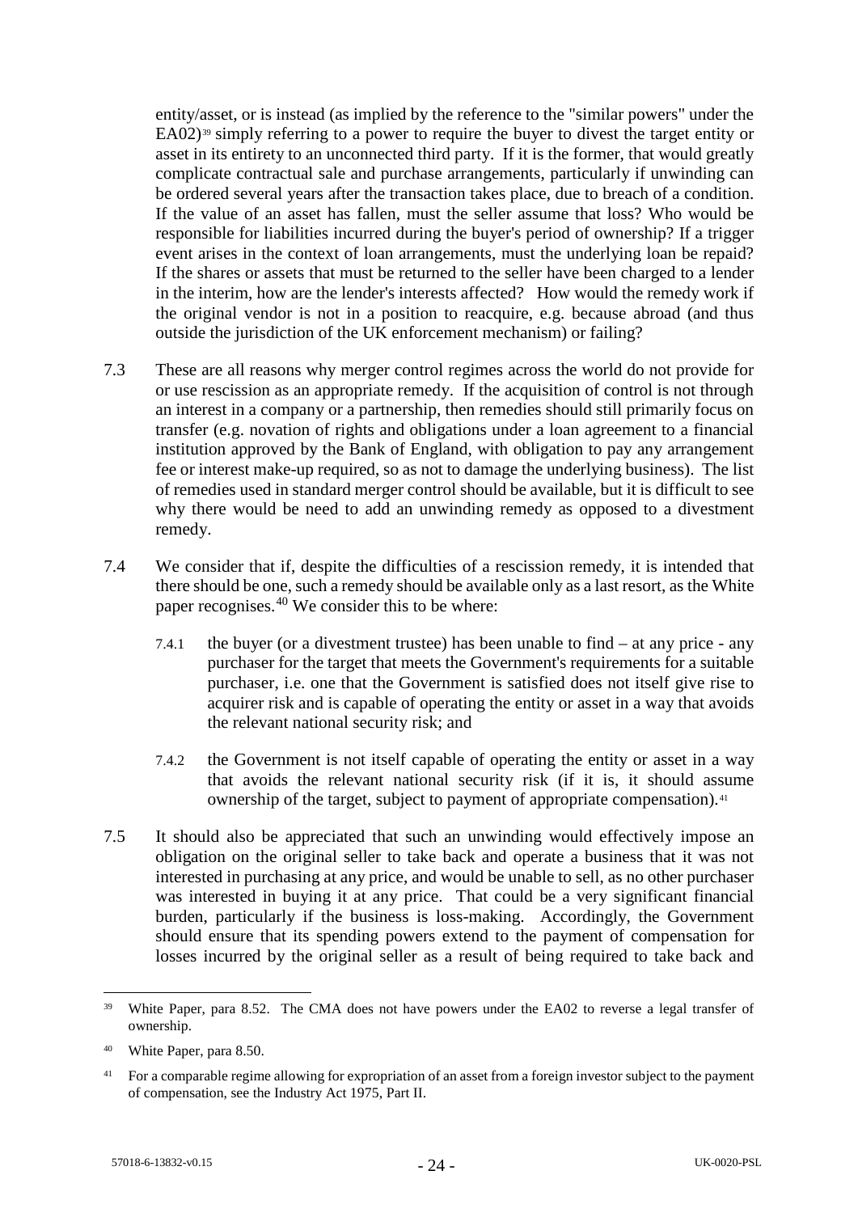entity/asset, or is instead (as implied by the reference to the "similar powers" under the EA02)[39] simply referring to a power to require the buyer to divest the target entity or asset in its entirety to an unconnected third party. If it is the former, that would greatly complicate contractual sale and purchase arrangements, particularly if unwinding can be ordered several years after the transaction takes place, due to breach of a condition. If the value of an asset has fallen, must the seller assume that loss? Who would be responsible for liabilities incurred during the buyer's period of ownership? If a trigger event arises in the context of loan arrangements, must the underlying loan be repaid? If the shares or assets that must be returned to the seller have been charged to a lender in the interim, how are the lender's interests affected? How would the remedy work if the original vendor is not in a position to reacquire, e.g. because abroad (and thus outside the jurisdiction of the UK enforcement mechanism) or failing?

7.3 These are all reasons why merger control regimes across the world do not provide for or use rescission as an appropriate remedy. If the acquisition of control is not through an interest in a company or a partnership, then remedies should still primarily focus on transfer (e.g. novation of rights and obligations under a loan agreement to a financial institution approved by the Bank of England, with obligation to pay any arrangement fee or interest make-up required, so as not to damage the underlying business). The list of remedies used in standard merger control should be available, but it is difficult to see why there would be need to add an unwinding remedy as opposed to a divestment remedy.

7.4 We consider that if, despite the difficulties of a rescission remedy, it is intended that there should be one, such a remedy should be available only as a last resort, as the White paper recognises.[40] We consider this to be where:

7.4.1 the buyer (or a divestment trustee) has been unable to find – at any price - any purchaser for the target that meets the Government's requirements for a suitable purchaser, i.e. one that the Government is satisfied does not itself give rise to acquirer risk and is capable of operating the entity or asset in a way that avoids the relevant national security risk; and

7.4.2 the Government is not itself capable of operating the entity or asset in a way that avoids the relevant national security risk (if it is, it should assume ownership of the target, subject to payment of appropriate compensation).[41]

7.5 It should also be appreciated that such an unwinding would effectively impose an obligation on the original seller to take back and operate a business that it was not interested in purchasing at any price, and would be unable to sell, as no other purchaser was interested in buying it at any price. That could be a very significant financial burden, particularly if the business is loss-making. Accordingly, the Government should ensure that its spending powers extend to the payment of compensation for losses incurred by the original seller as a result of being required to take back and

---

[39] White Paper, para 8.52. The CMA does not have powers under the EA02 to reverse a legal transfer of ownership.

[40] White Paper, para 8.50.

[41] For a comparable regime allowing for expropriation of an asset from a foreign investor subject to the payment of compensation, see the Industry Act 1975, Part II.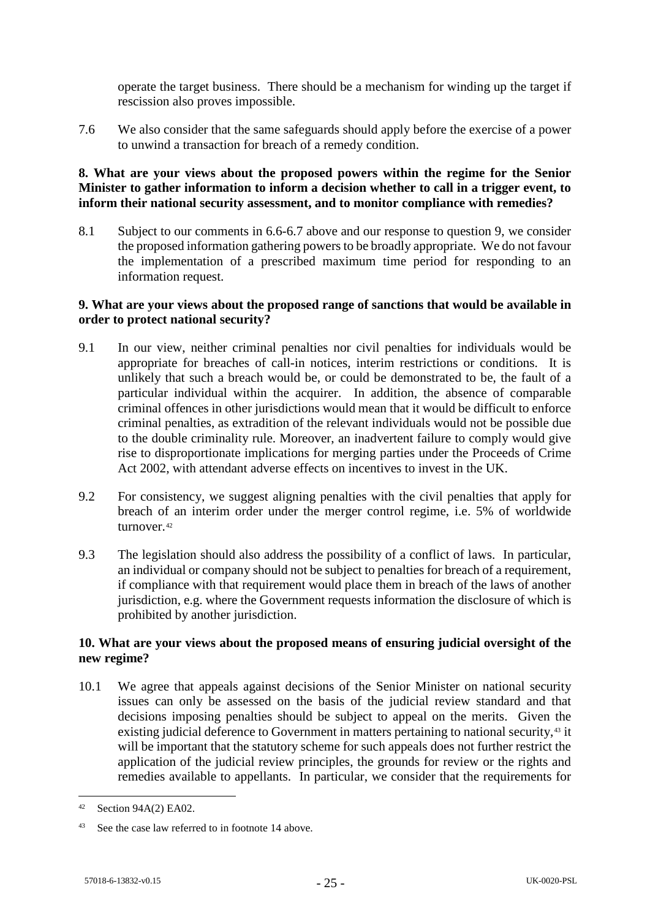operate the target business. There should be a mechanism for winding up the target if rescission also proves impossible.

7.6 We also consider that the same safeguards should apply before the exercise of a power to unwind a transaction for breach of a remedy condition.

**8. What are your views about the proposed powers within the regime for the Senior Minister to gather information to inform a decision whether to call in a trigger event, to inform their national security assessment, and to monitor compliance with remedies?**

8.1 Subject to our comments in 6.6-6.7 above and our response to question 9, we consider the proposed information gathering powers to be broadly appropriate. We do not favour the implementation of a prescribed maximum time period for responding to an information request.

**9. What are your views about the proposed range of sanctions that would be available in order to protect national security?**

9.1 In our view, neither criminal penalties nor civil penalties for individuals would be appropriate for breaches of call-in notices, interim restrictions or conditions. It is unlikely that such a breach would be, or could be demonstrated to be, the fault of a particular individual within the acquirer. In addition, the absence of comparable criminal offences in other jurisdictions would mean that it would be difficult to enforce criminal penalties, as extradition of the relevant individuals would not be possible due to the double criminality rule. Moreover, an inadvertent failure to comply would give rise to disproportionate implications for merging parties under the Proceeds of Crime Act 2002, with attendant adverse effects on incentives to invest in the UK.

9.2 For consistency, we suggest aligning penalties with the civil penalties that apply for breach of an interim order under the merger control regime, i.e. 5% of worldwide turnover.[42]

9.3 The legislation should also address the possibility of a conflict of laws. In particular, an individual or company should not be subject to penalties for breach of a requirement, if compliance with that requirement would place them in breach of the laws of another jurisdiction, e.g. where the Government requests information the disclosure of which is prohibited by another jurisdiction.

**10. What are your views about the proposed means of ensuring judicial oversight of the new regime?**

10.1 We agree that appeals against decisions of the Senior Minister on national security issues can only be assessed on the basis of the judicial review standard and that decisions imposing penalties should be subject to appeal on the merits. Given the existing judicial deference to Government in matters pertaining to national security,[43] it will be important that the statutory scheme for such appeals does not further restrict the application of the judicial review principles, the grounds for review or the rights and remedies available to appellants. In particular, we consider that the requirements for

---

[42] Section 94A(2) EA02.

[43] See the case law referred to in footnote 14 above.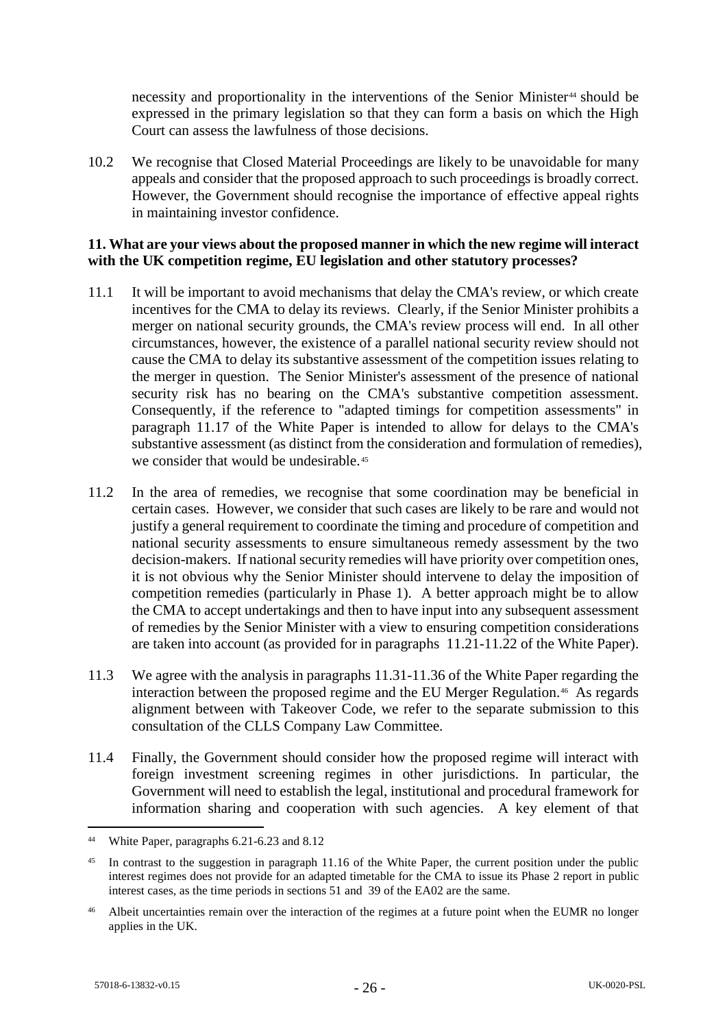necessity and proportionality in the interventions of the Senior Minister[44] should be expressed in the primary legislation so that they can form a basis on which the High Court can assess the lawfulness of those decisions.

10.2 We recognise that Closed Material Proceedings are likely to be unavoidable for many appeals and consider that the proposed approach to such proceedings is broadly correct. However, the Government should recognise the importance of effective appeal rights in maintaining investor confidence.

**11. What are your views about the proposed manner in which the new regime will interact with the UK competition regime, EU legislation and other statutory processes?**

11.1 It will be important to avoid mechanisms that delay the CMA's review, or which create incentives for the CMA to delay its reviews. Clearly, if the Senior Minister prohibits a merger on national security grounds, the CMA's review process will end. In all other circumstances, however, the existence of a parallel national security review should not cause the CMA to delay its substantive assessment of the competition issues relating to the merger in question. The Senior Minister's assessment of the presence of national security risk has no bearing on the CMA's substantive competition assessment. Consequently, if the reference to "adapted timings for competition assessments" in paragraph 11.17 of the White Paper is intended to allow for delays to the CMA's substantive assessment (as distinct from the consideration and formulation of remedies), we consider that would be undesirable.[45]

11.2 In the area of remedies, we recognise that some coordination may be beneficial in certain cases. However, we consider that such cases are likely to be rare and would not justify a general requirement to coordinate the timing and procedure of competition and national security assessments to ensure simultaneous remedy assessment by the two decision-makers. If national security remedies will have priority over competition ones, it is not obvious why the Senior Minister should intervene to delay the imposition of competition remedies (particularly in Phase 1). A better approach might be to allow the CMA to accept undertakings and then to have input into any subsequent assessment of remedies by the Senior Minister with a view to ensuring competition considerations are taken into account (as provided for in paragraphs 11.21-11.22 of the White Paper).

11.3 We agree with the analysis in paragraphs 11.31-11.36 of the White Paper regarding the interaction between the proposed regime and the EU Merger Regulation.[46] As regards alignment between with Takeover Code, we refer to the separate submission to this consultation of the CLLS Company Law Committee.

11.4 Finally, the Government should consider how the proposed regime will interact with foreign investment screening regimes in other jurisdictions. In particular, the Government will need to establish the legal, institutional and procedural framework for information sharing and cooperation with such agencies. A key element of that

---

[44] White Paper, paragraphs 6.21-6.23 and 8.12

[45] In contrast to the suggestion in paragraph 11.16 of the White Paper, the current position under the public interest regimes does not provide for an adapted timetable for the CMA to issue its Phase 2 report in public interest cases, as the time periods in sections 51 and 39 of the EA02 are the same.

[46] Albeit uncertainties remain over the interaction of the regimes at a future point when the EUMR no longer applies in the UK.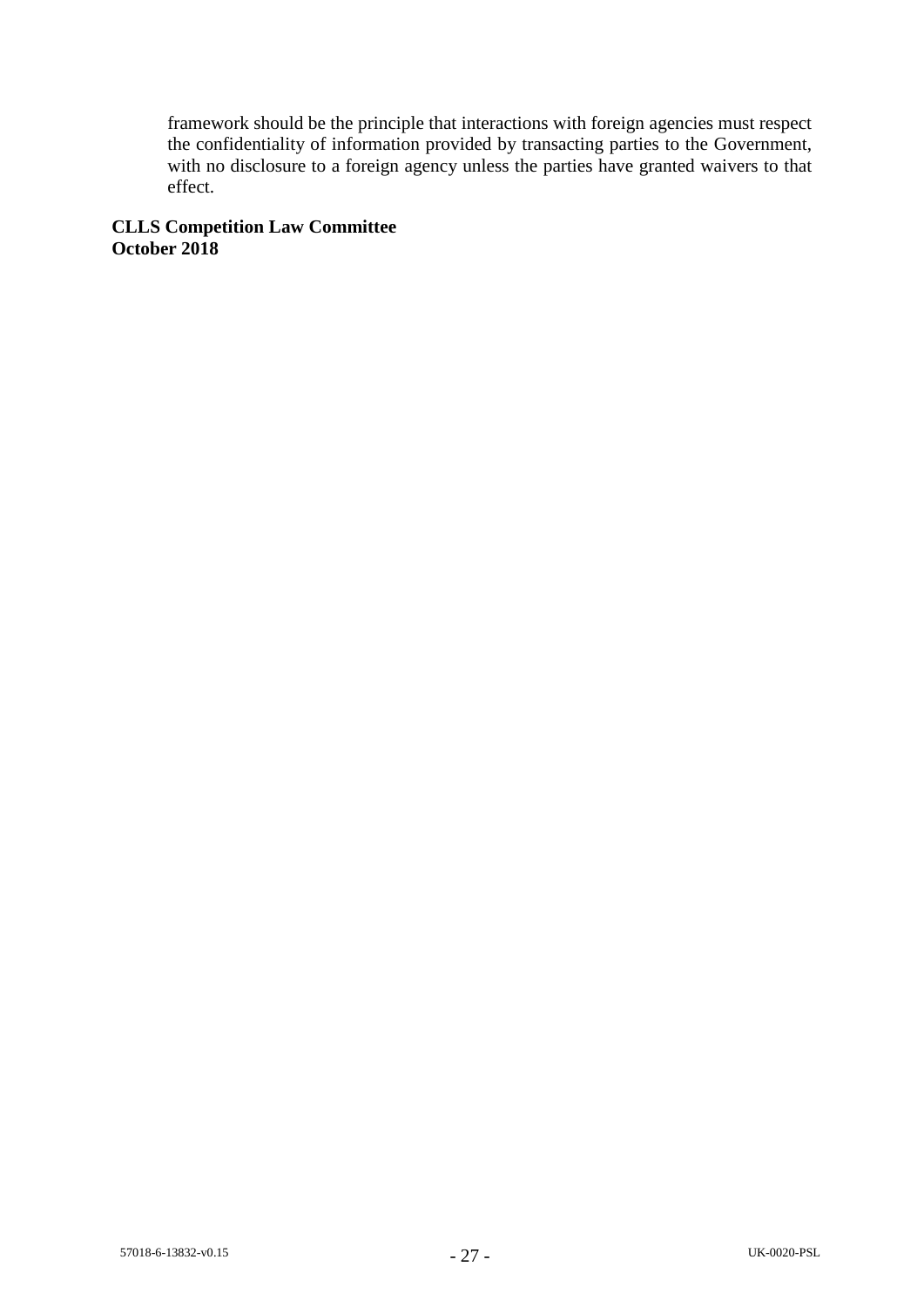framework should be the principle that interactions with foreign agencies must respect the confidentiality of information provided by transacting parties to the Government, with no disclosure to a foreign agency unless the parties have granted waivers to that effect.

**CLLS Competition Law Committee**
**October 2018**